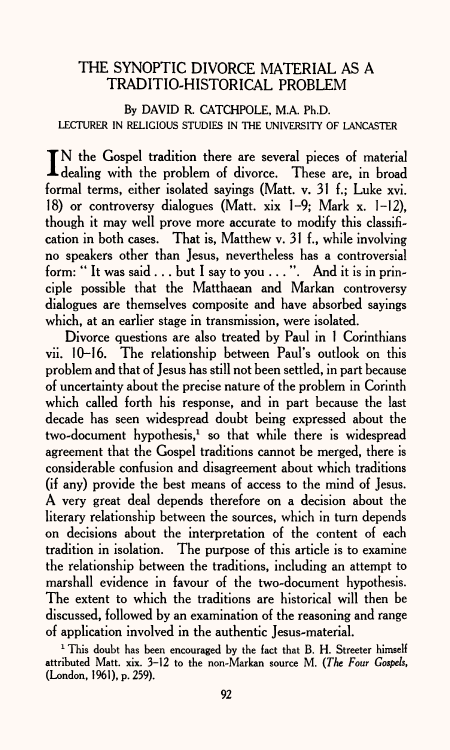# THE SYNOPTIC DIVORCE MATERIAL AS A TRADITIO-HISTORICAL PROBLEM

By DAVID R. CATCHPOLE, M.A. Ph.D.
LECTURER IN RELIGIOUS STUDIES IN THE UNIVERSITY OF LANCASTER

IN the Gospel tradition there are several pieces of material dealing with the problem of divorce. These are, in broad formal terms, either isolated sayings (Matt. v. 31 f.; Luke xvi. 18) or controversy dialogues (Matt. xix 1–9; Mark x. 1–12), though it may well prove more accurate to modify this classification in both cases. That is, Matthew v. 31 f., while involving no speakers other than Jesus, nevertheless has a controversial form: " It was said . . . but I say to you . . . ". And it is in principle possible that the Matthaean and Markan controversy dialogues are themselves composite and have absorbed sayings which, at an earlier stage in transmission, were isolated.

Divorce questions are also treated by Paul in 1 Corinthians vii. 10–16. The relationship between Paul's outlook on this problem and that of Jesus has still not been settled, in part because of uncertainty about the precise nature of the problem in Corinth which called forth his response, and in part because the last decade has seen widespread doubt being expressed about the two-document hypothesis,[1] so that while there is widespread agreement that the Gospel traditions cannot be merged, there is considerable confusion and disagreement about which traditions (if any) provide the best means of access to the mind of Jesus. A very great deal depends therefore on a decision about the literary relationship between the sources, which in turn depends on decisions about the interpretation of the content of each tradition in isolation. The purpose of this article is to examine the relationship between the traditions, including an attempt to marshall evidence in favour of the two-document hypothesis. The extent to which the traditions are historical will then be discussed, followed by an examination of the reasoning and range of application involved in the authentic Jesus-material.

[1] This doubt has been encouraged by the fact that B. H. Streeter himself attributed Matt. xix. 3–12 to the non-Markan source M. (*The Four Gospels*, (London, 1961), p. 259).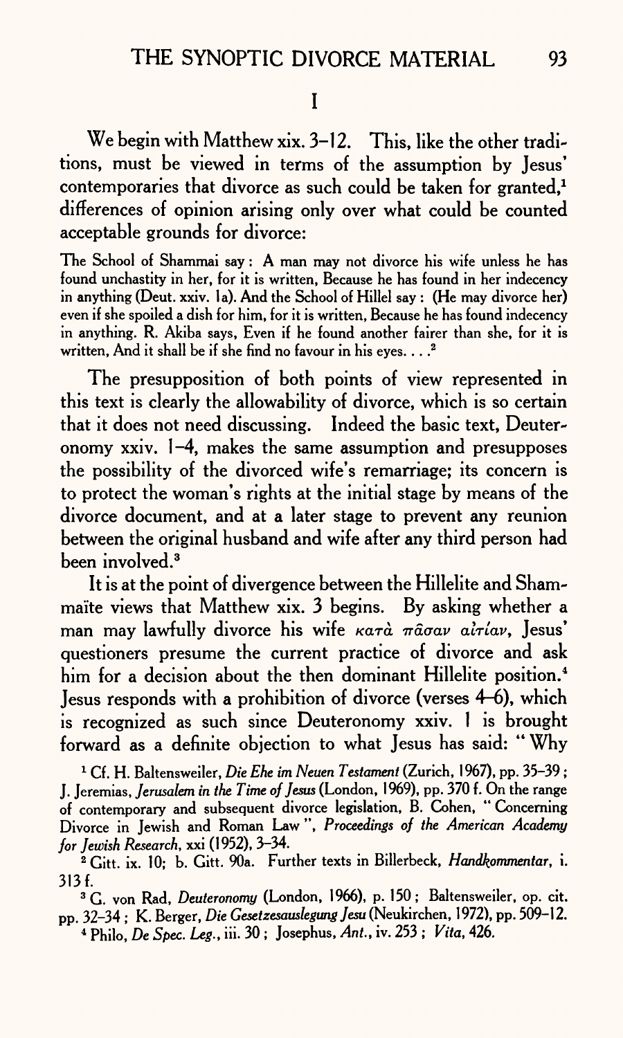# I

We begin with Matthew xix. 3–12. This, like the other traditions, must be viewed in terms of the assumption by Jesus' contemporaries that divorce as such could be taken for granted,[1] differences of opinion arising only over what could be counted acceptable grounds for divorce:

> The School of Shammai say: A man may not divorce his wife unless he has found unchastity in her, for it is written, Because he has found in her indecency in anything (Deut. xxiv. 1a). And the School of Hillel say: (He may divorce her) even if she spoiled a dish for him, for it is written, Because he has found indecency in anything. R. Akiba says, Even if he found another fairer than she, for it is written, And it shall be if she find no favour in his eyes. . . .[2]

The presupposition of both points of view represented in this text is clearly the allowability of divorce, which is so certain that it does not need discussing. Indeed the basic text, Deuteronomy xxiv. 1–4, makes the same assumption and presupposes the possibility of the divorced wife's remarriage; its concern is to protect the woman's rights at the initial stage by means of the divorce document, and at a later stage to prevent any reunion between the original husband and wife after any third person had been involved.[3]

It is at the point of divergence between the Hillelite and Shammaïte views that Matthew xix. 3 begins. By asking whether a man may lawfully divorce his wife κατὰ πᾶσαν αἰτίαν, Jesus' questioners presume the current practice of divorce and ask him for a decision about the then dominant Hillelite position.[4] Jesus responds with a prohibition of divorce (verses 4–6), which is recognized as such since Deuteronomy xxiv. 1 is brought forward as a definite objection to what Jesus has said: "Why

---

[1] Cf. H. Baltensweiler, *Die Ehe im Neuen Testament* (Zurich, 1967), pp. 35–39; J. Jeremias, *Jerusalem in the Time of Jesus* (London, 1969), pp. 370 f. On the range of contemporary and subsequent divorce legislation, B. Cohen, "Concerning Divorce in Jewish and Roman Law", *Proceedings of the American Academy for Jewish Research*, xxi (1952), 3–34.

[2] Gitt. ix. 10; b. Gitt. 90a. Further texts in Billerbeck, *Handkommentar*, i. 313 f.

[3] G. von Rad, *Deuteronomy* (London, 1966), p. 150; Baltensweiler, op. cit. pp. 32–34; K. Berger, *Die Gesetzesauslegung Jesu* (Neukirchen, 1972), pp. 509–12.

[4] Philo, *De Spec. Leg.*, iii. 30; Josephus, *Ant.*, iv. 253; *Vita*, 426.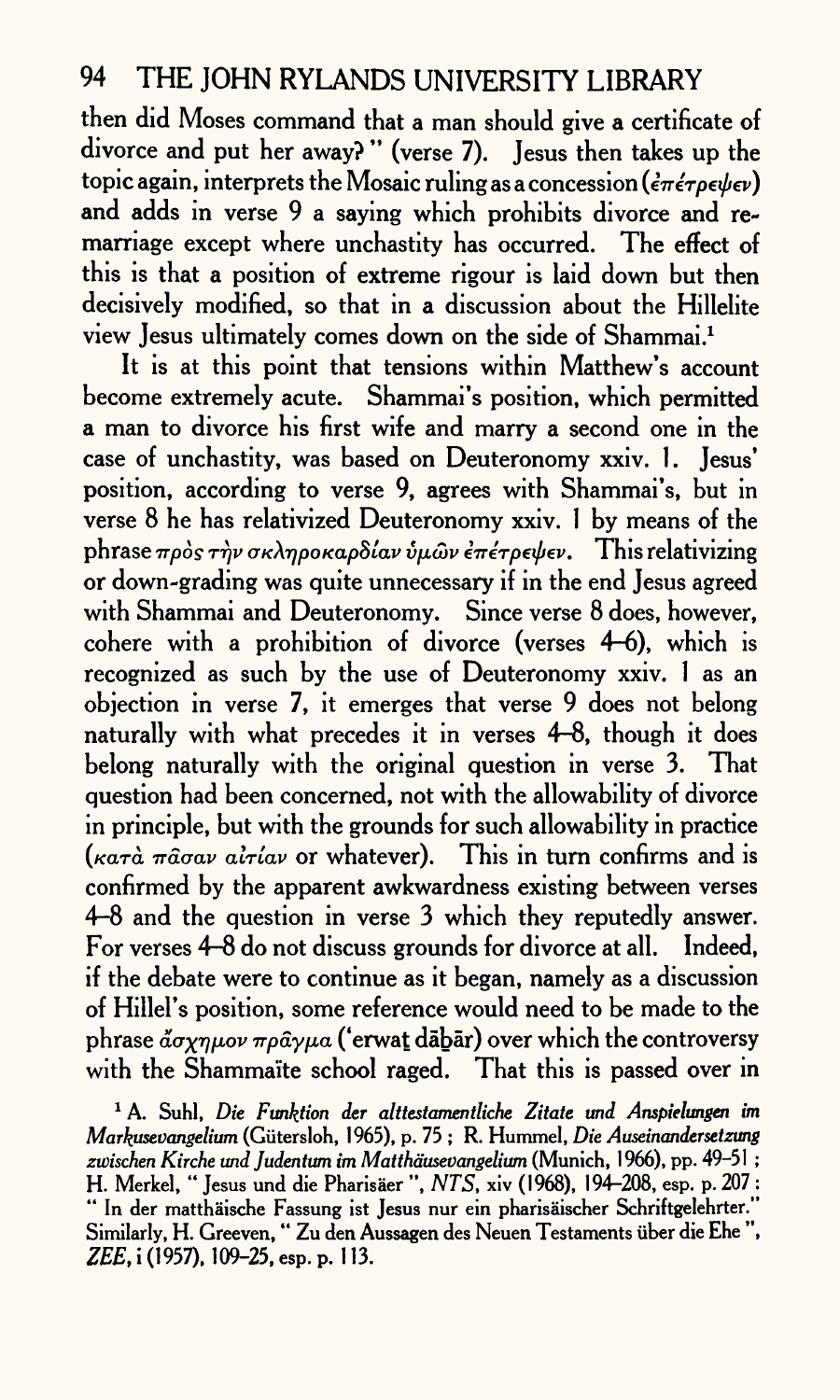then did Moses command that a man should give a certificate of divorce and put her away?" (verse 7). Jesus then takes up the topic again, interprets the Mosaic ruling as a concession (ἐπέτρεψεν) and adds in verse 9 a saying which prohibits divorce and remarriage except where unchastity has occurred. The effect of this is that a position of extreme rigour is laid down but then decisively modified, so that in a discussion about the Hillelite view Jesus ultimately comes down on the side of Shammai.[1]

It is at this point that tensions within Matthew's account become extremely acute. Shammai's position, which permitted a man to divorce his first wife and marry a second one in the case of unchastity, was based on Deuteronomy xxiv. 1. Jesus' position, according to verse 9, agrees with Shammai's, but in verse 8 he has relativized Deuteronomy xxiv. 1 by means of the phrase πρὸς τὴν σκληροκαρδίαν ὑμῶν ἐπέτρεψεν. This relativizing or down-grading was quite unnecessary if in the end Jesus agreed with Shammai and Deuteronomy. Since verse 8 does, however, cohere with a prohibition of divorce (verses 4–6), which is recognized as such by the use of Deuteronomy xxiv. 1 as an objection in verse 7, it emerges that verse 9 does not belong naturally with what precedes it in verses 4–8, though it does belong naturally with the original question in verse 3. That question had been concerned, not with the allowability of divorce in principle, but with the grounds for such allowability in practice (κατὰ πᾶσαν αἰτίαν or whatever). This in turn confirms and is confirmed by the apparent awkwardness existing between verses 4–8 and the question in verse 3 which they reputedly answer. For verses 4–8 do not discuss grounds for divorce at all. Indeed, if the debate were to continue as it began, namely as a discussion of Hillel's position, some reference would need to be made to the phrase ἄσχημον πρᾶγμα (ʿerwaṭ dāḇār) over which the controversy with the Shammaïte school raged. That this is passed over in

[1] A. Suhl, *Die Funktion der alttestamentliche Zitate und Anspielungen im Markusevangelium* (Gütersloh, 1965), p. 75; R. Hummel, *Die Auseinandersetzung zwischen Kirche und Judentum im Matthäusevangelium* (Munich, 1966), pp. 49–51; H. Merkel, "Jesus und die Pharisäer", *NTS*, xiv (1968), 194–208, esp. p. 207: "In der matthäische Fassung ist Jesus nur ein pharisäischer Schriftgelehrter." Similarly, H. Greeven, "Zu den Aussagen des Neuen Testaments über die Ehe", *ZEE*, i (1957), 109–25, esp. p. 113.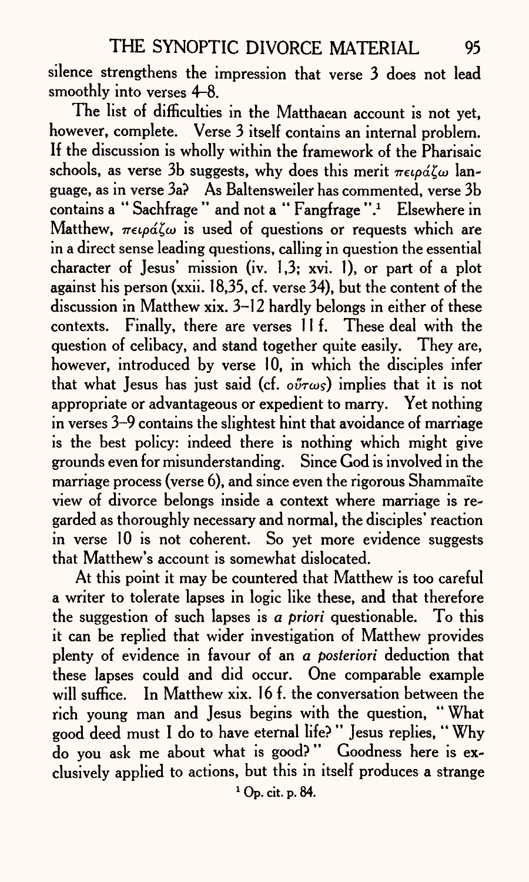silence strengthens the impression that verse 3 does not lead smoothly into verses 4–8.

The list of difficulties in the Matthaean account is not yet, however, complete. Verse 3 itself contains an internal problem. If the discussion is wholly within the framework of the Pharisaic schools, as verse 3b suggests, why does this merit πειράζω language, as in verse 3a? As Baltensweiler has commented, verse 3b contains a "Sachfrage" and not a "Fangfrage".[1] Elsewhere in Matthew, πειράζω is used of questions or requests which are in a direct sense leading questions, calling in question the essential character of Jesus' mission (iv. 1,3; xvi. 1), or part of a plot against his person (xxii. 18,35, cf. verse 34), but the content of the discussion in Matthew xix. 3–12 hardly belongs in either of these contexts. Finally, there are verses 11 f. These deal with the question of celibacy, and stand together quite easily. They are, however, introduced by verse 10, in which the disciples infer that what Jesus has just said (cf. οὕτως) implies that it is not appropriate or advantageous or expedient to marry. Yet nothing in verses 3–9 contains the slightest hint that avoidance of marriage is the best policy: indeed there is nothing which might give grounds even for misunderstanding. Since God is involved in the marriage process (verse 6), and since even the rigorous Shammaïte view of divorce belongs inside a context where marriage is regarded as thoroughly necessary and normal, the disciples' reaction in verse 10 is not coherent. So yet more evidence suggests that Matthew's account is somewhat dislocated.

At this point it may be countered that Matthew is too careful a writer to tolerate lapses in logic like these, and that therefore the suggestion of such lapses is *a priori* questionable. To this it can be replied that wider investigation of Matthew provides plenty of evidence in favour of an *a posteriori* deduction that these lapses could and did occur. One comparable example will suffice. In Matthew xix. 16 f. the conversation between the rich young man and Jesus begins with the question, "What good deed must I do to have eternal life?" Jesus replies, "Why do you ask me about what is good?" Goodness here is exclusively applied to actions, but this in itself produces a strange

[1] Op. cit. p. 84.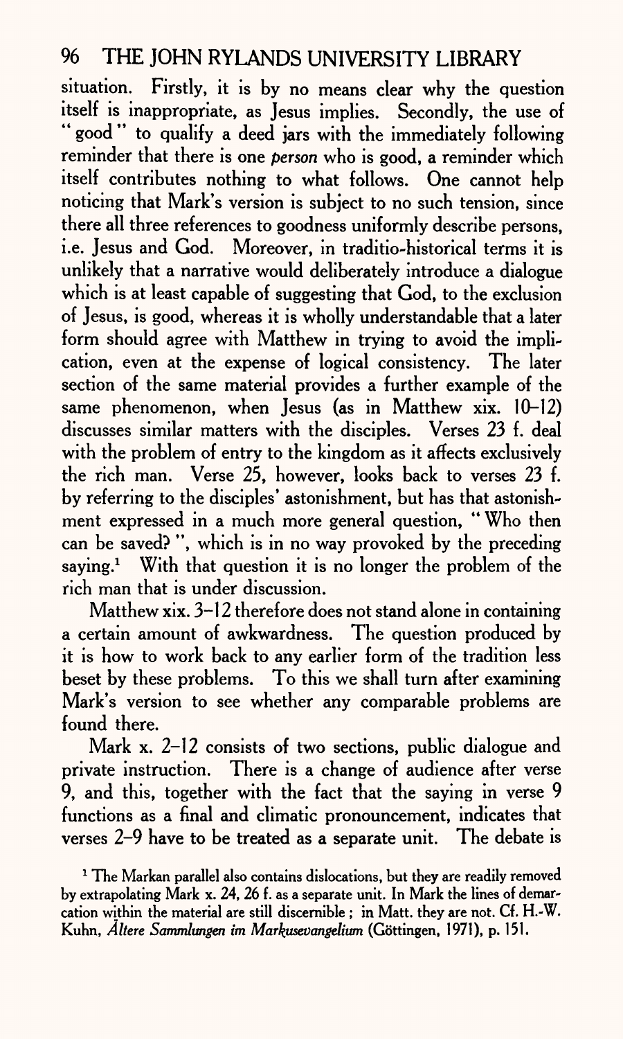situation. Firstly, it is by no means clear why the question itself is inappropriate, as Jesus implies. Secondly, the use of "good" to qualify a deed jars with the immediately following reminder that there is one *person* who is good, a reminder which itself contributes nothing to what follows. One cannot help noticing that Mark's version is subject to no such tension, since there all three references to goodness uniformly describe persons, i.e. Jesus and God. Moreover, in traditio-historical terms it is unlikely that a narrative would deliberately introduce a dialogue which is at least capable of suggesting that God, to the exclusion of Jesus, is good, whereas it is wholly understandable that a later form should agree with Matthew in trying to avoid the implication, even at the expense of logical consistency. The later section of the same material provides a further example of the same phenomenon, when Jesus (as in Matthew xix. 10–12) discusses similar matters with the disciples. Verses 23 f. deal with the problem of entry to the kingdom as it affects exclusively the rich man. Verse 25, however, looks back to verses 23 f. by referring to the disciples' astonishment, but has that astonishment expressed in a much more general question, "Who then can be saved?", which is in no way provoked by the preceding saying.[1] With that question it is no longer the problem of the rich man that is under discussion.

Matthew xix. 3–12 therefore does not stand alone in containing a certain amount of awkwardness. The question produced by it is how to work back to any earlier form of the tradition less beset by these problems. To this we shall turn after examining Mark's version to see whether any comparable problems are found there.

Mark x. 2–12 consists of two sections, public dialogue and private instruction. There is a change of audience after verse 9, and this, together with the fact that the saying in verse 9 functions as a final and climatic pronouncement, indicates that verses 2–9 have to be treated as a separate unit. The debate is

[1] The Markan parallel also contains dislocations, but they are readily removed by extrapolating Mark x. 24, 26 f. as a separate unit. In Mark the lines of demarcation within the material are still discernible; in Matt. they are not. Cf. H.-W. Kuhn, *Ältere Sammlungen im Markusevangelium* (Göttingen, 1971), p. 151.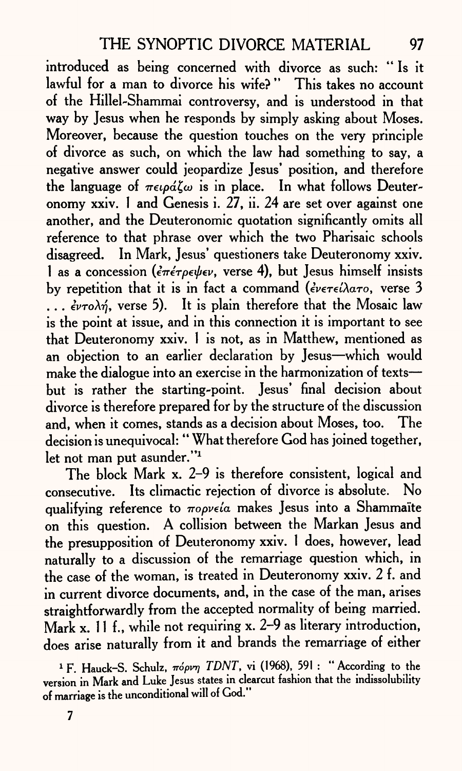introduced as being concerned with divorce as such: "Is it lawful for a man to divorce his wife?" This takes no account of the Hillel-Shammai controversy, and is understood in that way by Jesus when he responds by simply asking about Moses. Moreover, because the question touches on the very principle of divorce as such, on which the law had something to say, a negative answer could jeopardize Jesus' position, and therefore the language of πειράζω is in place. In what follows Deuteronomy xxiv. 1 and Genesis i. 27, ii. 24 are set over against one another, and the Deuteronomic quotation significantly omits all reference to that phrase over which the two Pharisaic schools disagreed. In Mark, Jesus' questioners take Deuteronomy xxiv. 1 as a concession (ἐπέτρεψεν, verse 4), but Jesus himself insists by repetition that it is in fact a command (ἐνετείλατο, verse 3 ... ἐντολή, verse 5). It is plain therefore that the Mosaic law is the point at issue, and in this connection it is important to see that Deuteronomy xxiv. 1 is not, as in Matthew, mentioned as an objection to an earlier declaration by Jesus—which would make the dialogue into an exercise in the harmonization of texts—but is rather the starting-point. Jesus' final decision about divorce is therefore prepared for by the structure of the discussion and, when it comes, stands as a decision about Moses, too. The decision is unequivocal: "What therefore God has joined together, let not man put asunder."[1]

The block Mark x. 2–9 is therefore consistent, logical and consecutive. Its climactic rejection of divorce is absolute. No qualifying reference to πορνεία makes Jesus into a Shammaïte on this question. A collision between the Markan Jesus and the presupposition of Deuteronomy xxiv. 1 does, however, lead naturally to a discussion of the remarriage question which, in the case of the woman, is treated in Deuteronomy xxiv. 2 f. and in current divorce documents, and, in the case of the man, arises straightforwardly from the accepted normality of being married. Mark x. 11 f., while not requiring x. 2–9 as literary introduction, does arise naturally from it and brands the remarriage of either

[1] F. Hauck–S. Schulz, πόρνη *TDNT*, vi (1968), 591: "According to the version in Mark and Luke Jesus states in clearcut fashion that the indissolubility of marriage is the unconditional will of God."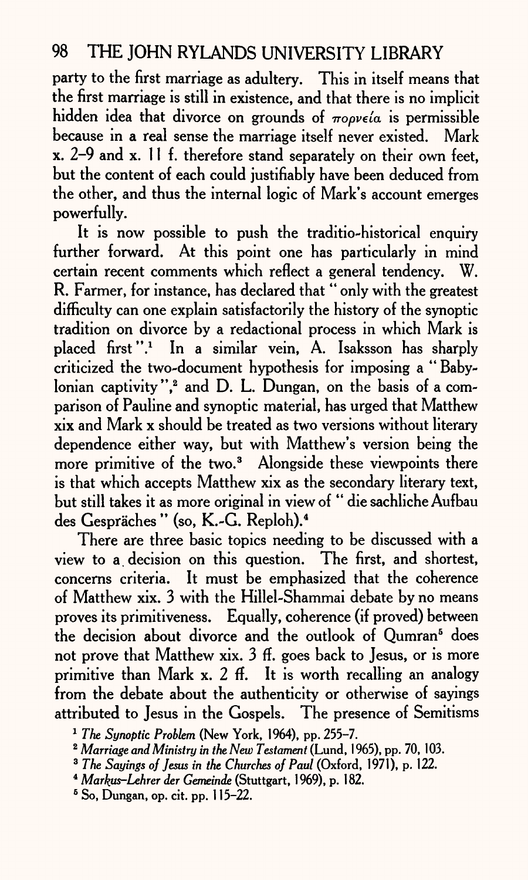party to the first marriage as adultery. This in itself means that the first marriage is still in existence, and that there is no implicit hidden idea that divorce on grounds of πορνεία is permissible because in a real sense the marriage itself never existed. Mark x. 2–9 and x. 11 f. therefore stand separately on their own feet, but the content of each could justifiably have been deduced from the other, and thus the internal logic of Mark's account emerges powerfully.

It is now possible to push the traditio-historical enquiry further forward. At this point one has particularly in mind certain recent comments which reflect a general tendency. W. R. Farmer, for instance, has declared that "only with the greatest difficulty can one explain satisfactorily the history of the synoptic tradition on divorce by a redactional process in which Mark is placed first".[1] In a similar vein, A. Isaksson has sharply criticized the two-document hypothesis for imposing a "Babylonian captivity",[2] and D. L. Dungan, on the basis of a comparison of Pauline and synoptic material, has urged that Matthew xix and Mark x should be treated as two versions without literary dependence either way, but with Matthew's version being the more primitive of the two.[3] Alongside these viewpoints there is that which accepts Matthew xix as the secondary literary text, but still takes it as more original in view of "die sachliche Aufbau des Gespräches" (so, K.-G. Reploh).[4]

There are three basic topics needing to be discussed with a view to a decision on this question. The first, and shortest, concerns criteria. It must be emphasized that the coherence of Matthew xix. 3 with the Hillel-Shammai debate by no means proves its primitiveness. Equally, coherence (if proved) between the decision about divorce and the outlook of Qumran[5] does not prove that Matthew xix. 3 ff. goes back to Jesus, or is more primitive than Mark x. 2 ff. It is worth recalling an analogy from the debate about the authenticity or otherwise of sayings attributed to Jesus in the Gospels. The presence of Semitisms

[1] *The Synoptic Problem* (New York, 1964), pp. 255–7.

[2] *Marriage and Ministry in the New Testament* (Lund, 1965), pp. 70, 103.

[3] *The Sayings of Jesus in the Churches of Paul* (Oxford, 1971), p. 122.

[4] *Markus–Lehrer der Gemeinde* (Stuttgart, 1969), p. 182.

[5] So, Dungan, op. cit. pp. 115–22.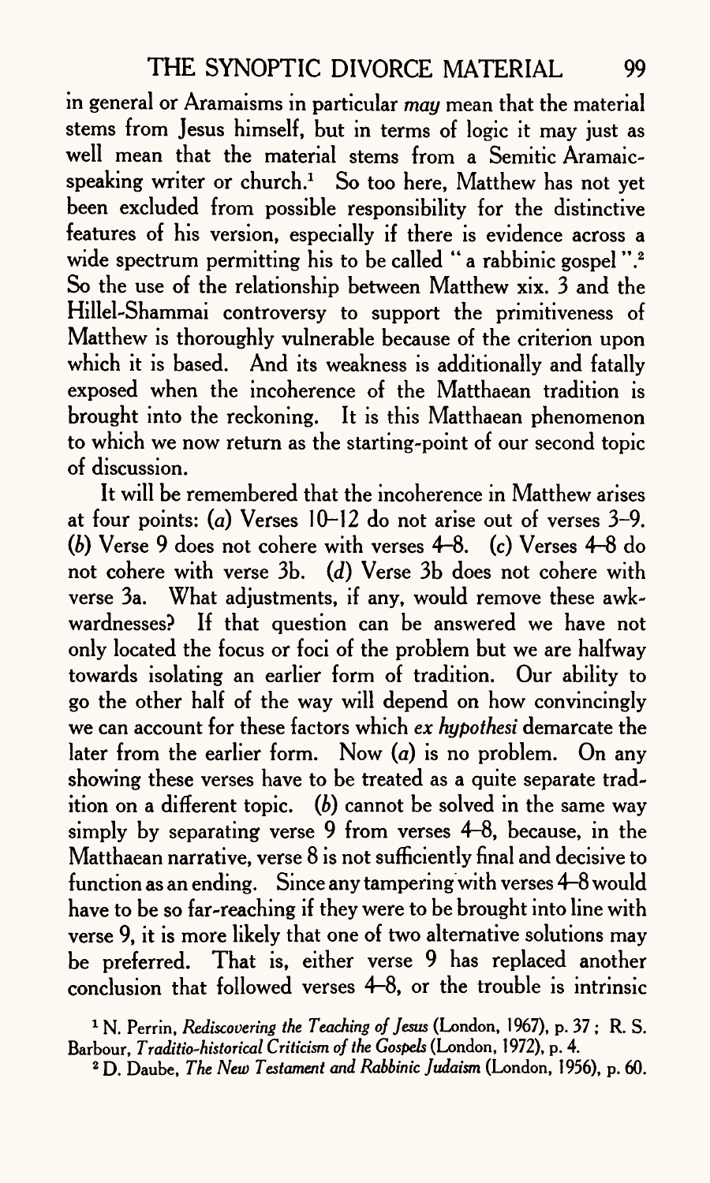in general or Aramaisms in particular *may* mean that the material stems from Jesus himself, but in terms of logic it may just as well mean that the material stems from a Semitic Aramaic-speaking writer or church.[1] So too here, Matthew has not yet been excluded from possible responsibility for the distinctive features of his version, especially if there is evidence across a wide spectrum permitting his to be called "a rabbinic gospel".[2] So the use of the relationship between Matthew xix. 3 and the Hillel-Shammai controversy to support the primitiveness of Matthew is thoroughly vulnerable because of the criterion upon which it is based. And its weakness is additionally and fatally exposed when the incoherence of the Matthaean tradition is brought into the reckoning. It is this Matthaean phenomenon to which we now return as the starting-point of our second topic of discussion.

It will be remembered that the incoherence in Matthew arises at four points: (*a*) Verses 10–12 do not arise out of verses 3–9. (*b*) Verse 9 does not cohere with verses 4–8. (*c*) Verses 4–8 do not cohere with verse 3b. (*d*) Verse 3b does not cohere with verse 3a. What adjustments, if any, would remove these awkwardnesses? If that question can be answered we have not only located the focus or foci of the problem but we are halfway towards isolating an earlier form of tradition. Our ability to go the other half of the way will depend on how convincingly we can account for these factors which *ex hypothesi* demarcate the later from the earlier form. Now (*a*) is no problem. On any showing these verses have to be treated as a quite separate tradition on a different topic. (*b*) cannot be solved in the same way simply by separating verse 9 from verses 4–8, because, in the Matthaean narrative, verse 8 is not sufficiently final and decisive to function as an ending. Since any tampering with verses 4–8 would have to be so far-reaching if they were to be brought into line with verse 9, it is more likely that one of two alternative solutions may be preferred. That is, either verse 9 has replaced another conclusion that followed verses 4–8, or the trouble is intrinsic

[1] N. Perrin, *Rediscovering the Teaching of Jesus* (London, 1967), p. 37; R. S. Barbour, *Traditio-historical Criticism of the Gospels* (London, 1972), p. 4.

[2] D. Daube, *The New Testament and Rabbinic Judaism* (London, 1956), p. 60.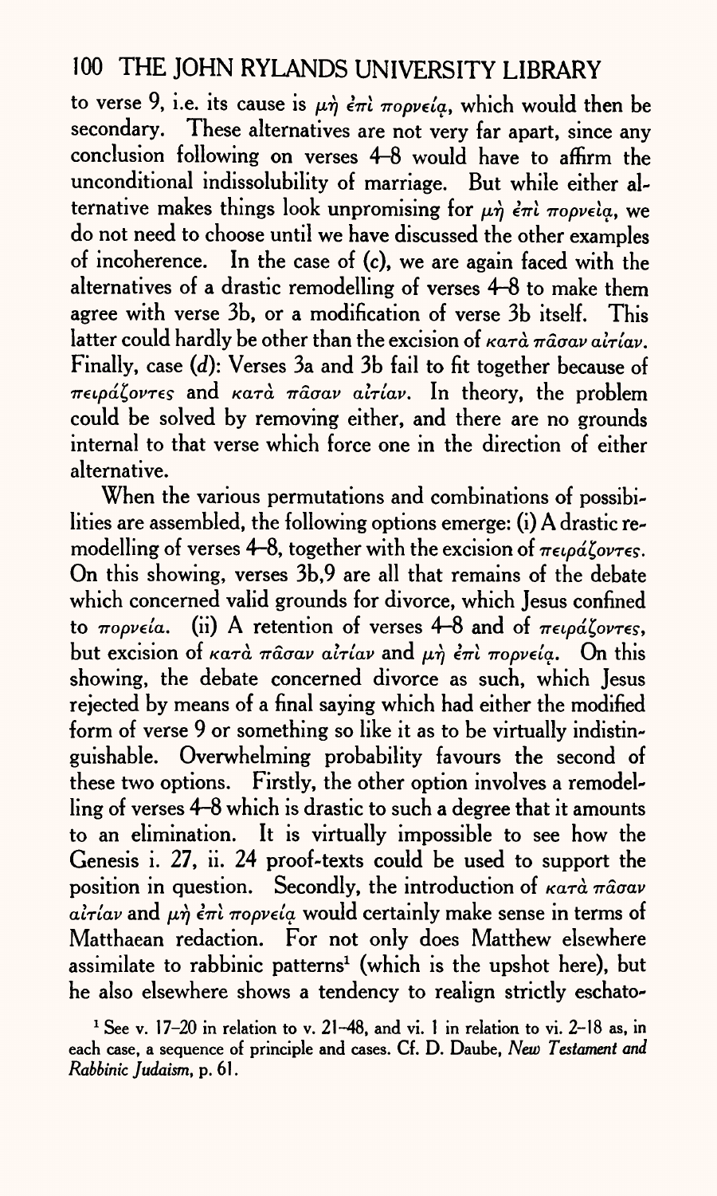to verse 9, i.e. its cause is μὴ ἐπὶ πορνείᾳ, which would then be secondary. These alternatives are not very far apart, since any conclusion following on verses 4–8 would have to affirm the unconditional indissolubility of marriage. But while either alternative makes things look unpromising for μὴ ἐπὶ πορνείᾳ, we do not need to choose until we have discussed the other examples of incoherence. In the case of (*c*), we are again faced with the alternatives of a drastic remodelling of verses 4–8 to make them agree with verse 3b, or a modification of verse 3b itself. This latter could hardly be other than the excision of κατὰ πᾶσαν αἰτίαν. Finally, case (*d*): Verses 3a and 3b fail to fit together because of πειράζοντες and κατὰ πᾶσαν αἰτίαν. In theory, the problem could be solved by removing either, and there are no grounds internal to that verse which force one in the direction of either alternative.

When the various permutations and combinations of possibilities are assembled, the following options emerge: (i) A drastic remodelling of verses 4–8, together with the excision of πειράζοντες. On this showing, verses 3b,9 are all that remains of the debate which concerned valid grounds for divorce, which Jesus confined to πορνεία. (ii) A retention of verses 4–8 and of πειράζοντες, but excision of κατὰ πᾶσαν αἰτίαν and μὴ ἐπὶ πορνείᾳ. On this showing, the debate concerned divorce as such, which Jesus rejected by means of a final saying which had either the modified form of verse 9 or something so like it as to be virtually indistinguishable. Overwhelming probability favours the second of these two options. Firstly, the other option involves a remodelling of verses 4–8 which is drastic to such a degree that it amounts to an elimination. It is virtually impossible to see how the Genesis i. 27, ii. 24 proof-texts could be used to support the position in question. Secondly, the introduction of κατὰ πᾶσαν αἰτίαν and μὴ ἐπὶ πορνείᾳ would certainly make sense in terms of Matthaean redaction. For not only does Matthew elsewhere assimilate to rabbinic patterns[1] (which is the upshot here), but he also elsewhere shows a tendency to realign strictly eschato-

[1] See v. 17–20 in relation to v. 21–48, and vi. 1 in relation to vi. 2–18 as, in each case, a sequence of principle and cases. Cf. D. Daube, *New Testament and Rabbinic Judaism*, p. 61.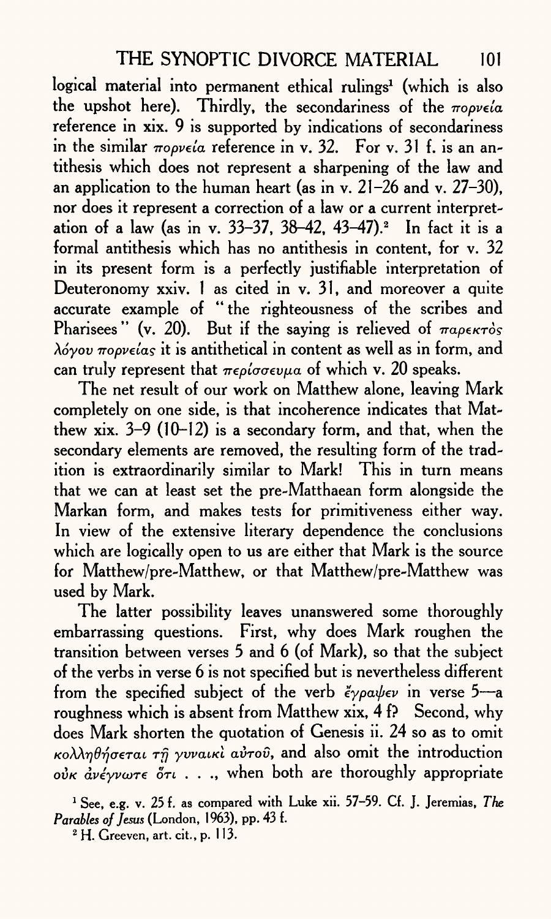logical material into permanent ethical rulings[1] (which is also the upshot here). Thirdly, the secondariness of the πορνεία reference in xix. 9 is supported by indications of secondariness in the similar πορνεία reference in v. 32. For v. 31 f. is an antithesis which does not represent a sharpening of the law and an application to the human heart (as in v. 21–26 and v. 27–30), nor does it represent a correction of a law or a current interpretation of a law (as in v. 33–37, 38–42, 43–47).[2] In fact it is a formal antithesis which has no antithesis in content, for v. 32 in its present form is a perfectly justifiable interpretation of Deuteronomy xxiv. 1 as cited in v. 31, and moreover a quite accurate example of "the righteousness of the scribes and Pharisees" (v. 20). But if the saying is relieved of παρεκτὸς λόγου πορνείας it is antithetical in content as well as in form, and can truly represent that περίσσευμα of which v. 20 speaks.

The net result of our work on Matthew alone, leaving Mark completely on one side, is that incoherence indicates that Matthew xix. 3–9 (10–12) is a secondary form, and that, when the secondary elements are removed, the resulting form of the tradition is extraordinarily similar to Mark! This in turn means that we can at least set the pre-Matthaean form alongside the Markan form, and makes tests for primitiveness either way. In view of the extensive literary dependence the conclusions which are logically open to us are either that Mark is the source for Matthew/pre-Matthew, or that Matthew/pre-Matthew was used by Mark.

The latter possibility leaves unanswered some thoroughly embarrassing questions. First, why does Mark roughen the transition between verses 5 and 6 (of Mark), so that the subject of the verbs in verse 6 is not specified but is nevertheless different from the specified subject of the verb ἔγραψεν in verse 5—a roughness which is absent from Matthew xix, 4 f? Second, why does Mark shorten the quotation of Genesis ii. 24 so as to omit κολληθήσεται τῇ γυναικὶ αὐτοῦ, and also omit the introduction οὐκ ἀνέγνωτε ὅτι . . ., when both are thoroughly appropriate

[1] See, e.g. v. 25 f. as compared with Luke xii. 57–59. Cf. J. Jeremias, *The Parables of Jesus* (London, 1963), pp. 43 f.

[2] H. Greeven, art. cit., p. 113.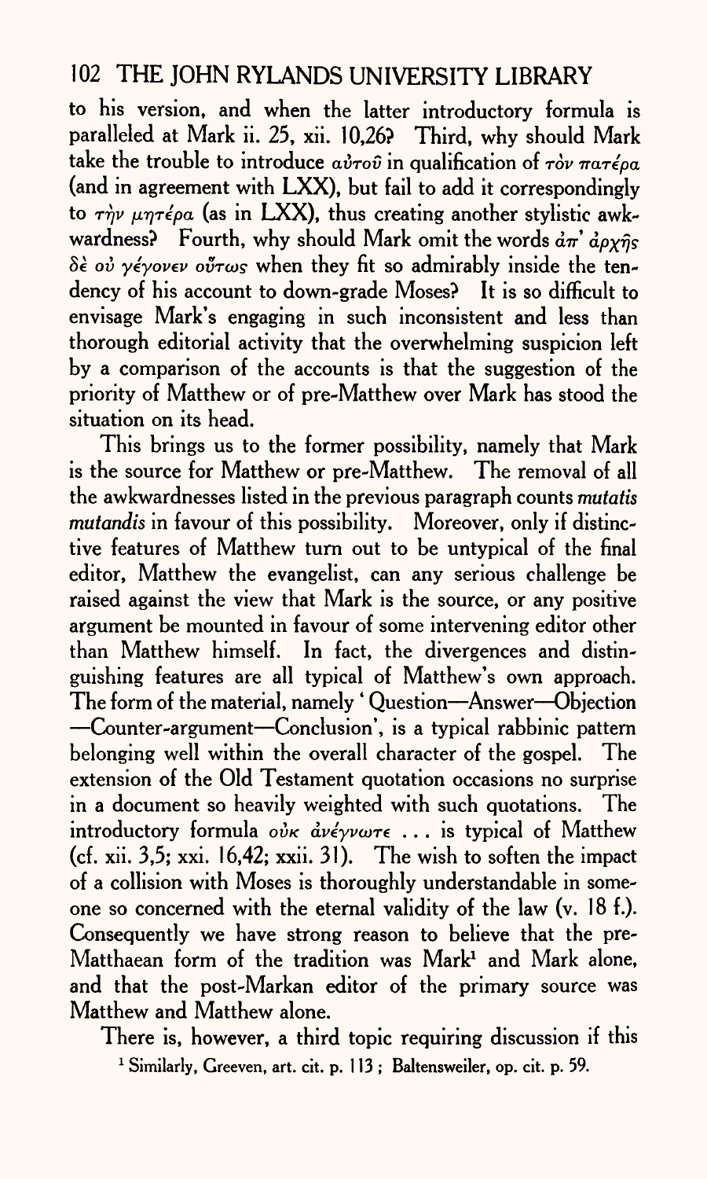to his version, and when the latter introductory formula is paralleled at Mark ii. 25, xii. 10,26? Third, why should Mark take the trouble to introduce αὐτοῦ in qualification of τὸν πατέρα (and in agreement with LXX), but fail to add it correspondingly to τὴν μητέρα (as in LXX), thus creating another stylistic awkwardness? Fourth, why should Mark omit the words ἀπ' ἀρχῆς δὲ οὐ γέγονεν οὕτως when they fit so admirably inside the tendency of his account to down-grade Moses? It is so difficult to envisage Mark's engaging in such inconsistent and less than thorough editorial activity that the overwhelming suspicion left by a comparison of the accounts is that the suggestion of the priority of Matthew or of pre-Matthew over Mark has stood the situation on its head.

This brings us to the former possibility, namely that Mark is the source for Matthew or pre-Matthew. The removal of all the awkwardnesses listed in the previous paragraph counts *mutatis mutandis* in favour of this possibility. Moreover, only if distinctive features of Matthew turn out to be untypical of the final editor, Matthew the evangelist, can any serious challenge be raised against the view that Mark is the source, or any positive argument be mounted in favour of some intervening editor other than Matthew himself. In fact, the divergences and distinguishing features are all typical of Matthew's own approach. The form of the material, namely 'Question—Answer—Objection—Counter-argument—Conclusion', is a typical rabbinic pattern belonging well within the overall character of the gospel. The extension of the Old Testament quotation occasions no surprise in a document so heavily weighted with such quotations. The introductory formula οὐκ ἀνέγνωτε ... is typical of Matthew (cf. xii. 3,5; xxi. 16,42; xxii. 31). The wish to soften the impact of a collision with Moses is thoroughly understandable in someone so concerned with the eternal validity of the law (v. 18 f.). Consequently we have strong reason to believe that the pre-Matthaean form of the tradition was Mark[1] and Mark alone, and that the post-Markan editor of the primary source was Matthew and Matthew alone.

There is, however, a third topic requiring discussion if this

[1] Similarly, Greeven, art. cit. p. 113; Baltensweiler, op. cit. p. 59.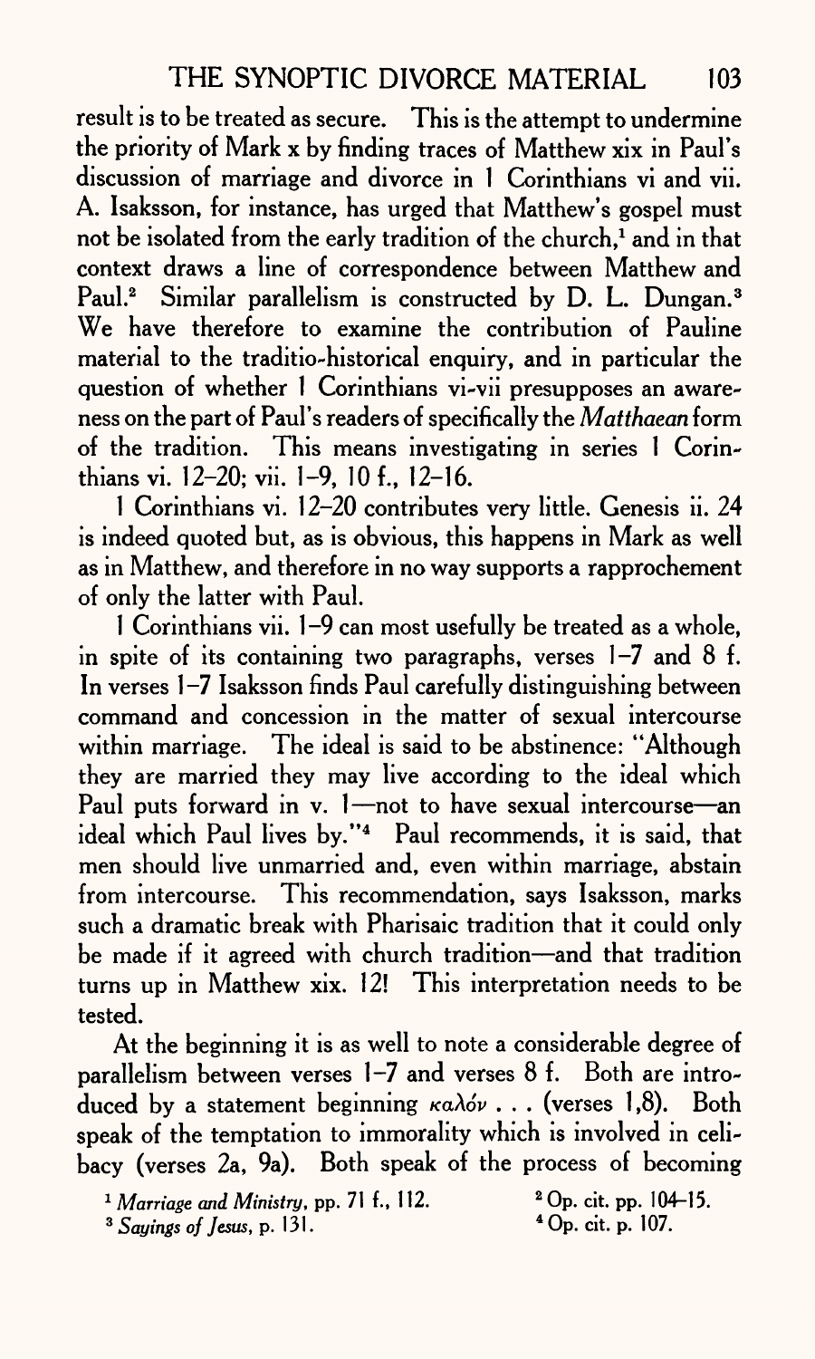result is to be treated as secure. This is the attempt to undermine the priority of Mark x by finding traces of Matthew xix in Paul's discussion of marriage and divorce in 1 Corinthians vi and vii. A. Isaksson, for instance, has urged that Matthew's gospel must not be isolated from the early tradition of the church,[1] and in that context draws a line of correspondence between Matthew and Paul.[2] Similar parallelism is constructed by D. L. Dungan.[3] We have therefore to examine the contribution of Pauline material to the traditio-historical enquiry, and in particular the question of whether 1 Corinthians vi-vii presupposes an awareness on the part of Paul's readers of specifically the *Matthaean* form of the tradition. This means investigating in series 1 Corinthians vi. 12–20; vii. 1–9, 10 f., 12–16.

1 Corinthians vi. 12–20 contributes very little. Genesis ii. 24 is indeed quoted but, as is obvious, this happens in Mark as well as in Matthew, and therefore in no way supports a rapprochement of only the latter with Paul.

1 Corinthians vii. 1–9 can most usefully be treated as a whole, in spite of its containing two paragraphs, verses 1–7 and 8 f. In verses 1–7 Isaksson finds Paul carefully distinguishing between command and concession in the matter of sexual intercourse within marriage. The ideal is said to be abstinence: "Although they are married they may live according to the ideal which Paul puts forward in v. 1—not to have sexual intercourse—an ideal which Paul lives by."[4] Paul recommends, it is said, that men should live unmarried and, even within marriage, abstain from intercourse. This recommendation, says Isaksson, marks such a dramatic break with Pharisaic tradition that it could only be made if it agreed with church tradition—and that tradition turns up in Matthew xix. 12! This interpretation needs to be tested.

At the beginning it is as well to note a considerable degree of parallelism between verses 1–7 and verses 8 f. Both are introduced by a statement beginning *καλόν* . . . (verses 1,8). Both speak of the temptation to immorality which is involved in celibacy (verses 2a, 9a). Both speak of the process of becoming

[1] *Marriage and Ministry*, pp. 71 f., 112.

[2] Op. cit. pp. 104–15.

[3] *Sayings of Jesus*, p. 131.

[4] Op. cit. p. 107.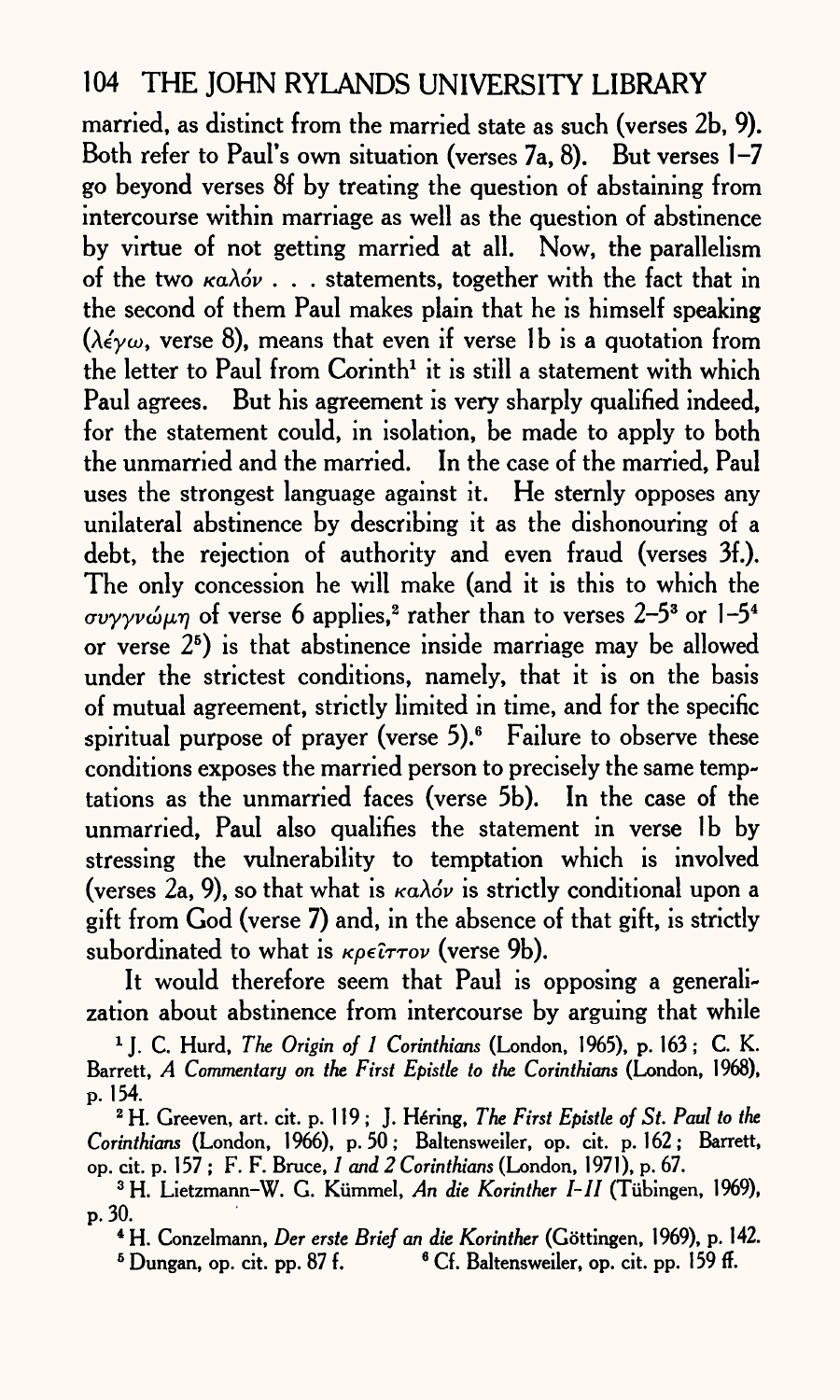married, as distinct from the married state as such (verses 2b, 9). Both refer to Paul's own situation (verses 7a, 8). But verses 1–7 go beyond verses 8f by treating the question of abstaining from intercourse within marriage as well as the question of abstinence by virtue of not getting married at all. Now, the parallelism of the two καλόν . . . statements, together with the fact that in the second of them Paul makes plain that he is himself speaking (λέγω, verse 8), means that even if verse 1b is a quotation from the letter to Paul from Corinth[1] it is still a statement with which Paul agrees. But his agreement is very sharply qualified indeed, for the statement could, in isolation, be made to apply to both the unmarried and the married. In the case of the married, Paul uses the strongest language against it. He sternly opposes any unilateral abstinence by describing it as the dishonouring of a debt, the rejection of authority and even fraud (verses 3f.). The only concession he will make (and it is this to which the συγγνώμη of verse 6 applies,[2] rather than to verses 2–5[3] or 1–5[4] or verse 2[5]) is that abstinence inside marriage may be allowed under the strictest conditions, namely, that it is on the basis of mutual agreement, strictly limited in time, and for the specific spiritual purpose of prayer (verse 5).[6] Failure to observe these conditions exposes the married person to precisely the same temptations as the unmarried faces (verse 5b). In the case of the unmarried, Paul also qualifies the statement in verse 1b by stressing the vulnerability to temptation which is involved (verses 2a, 9), so that what is καλόν is strictly conditional upon a gift from God (verse 7) and, in the absence of that gift, is strictly subordinated to what is κρεῖττον (verse 9b).

It would therefore seem that Paul is opposing a generalization about abstinence from intercourse by arguing that while

[1] J. C. Hurd, *The Origin of 1 Corinthians* (London, 1965), p. 163; C. K. Barrett, *A Commentary on the First Epistle to the Corinthians* (London, 1968), p. 154.

[2] H. Greeven, art. cit. p. 119; J. Héring, *The First Epistle of St. Paul to the Corinthians* (London, 1966), p. 50; Baltensweiler, op. cit. p. 162; Barrett, op. cit. p. 157; F. F. Bruce, *1 and 2 Corinthians* (London, 1971), p. 67.

[3] H. Lietzmann–W. G. Kümmel, *An die Korinther I–II* (Tübingen, 1969), p. 30.

[4] H. Conzelmann, *Der erste Brief an die Korinther* (Göttingen, 1969), p. 142.

[5] Dungan, op. cit. pp. 87 f.

[6] Cf. Baltensweiler, op. cit. pp. 159 ff.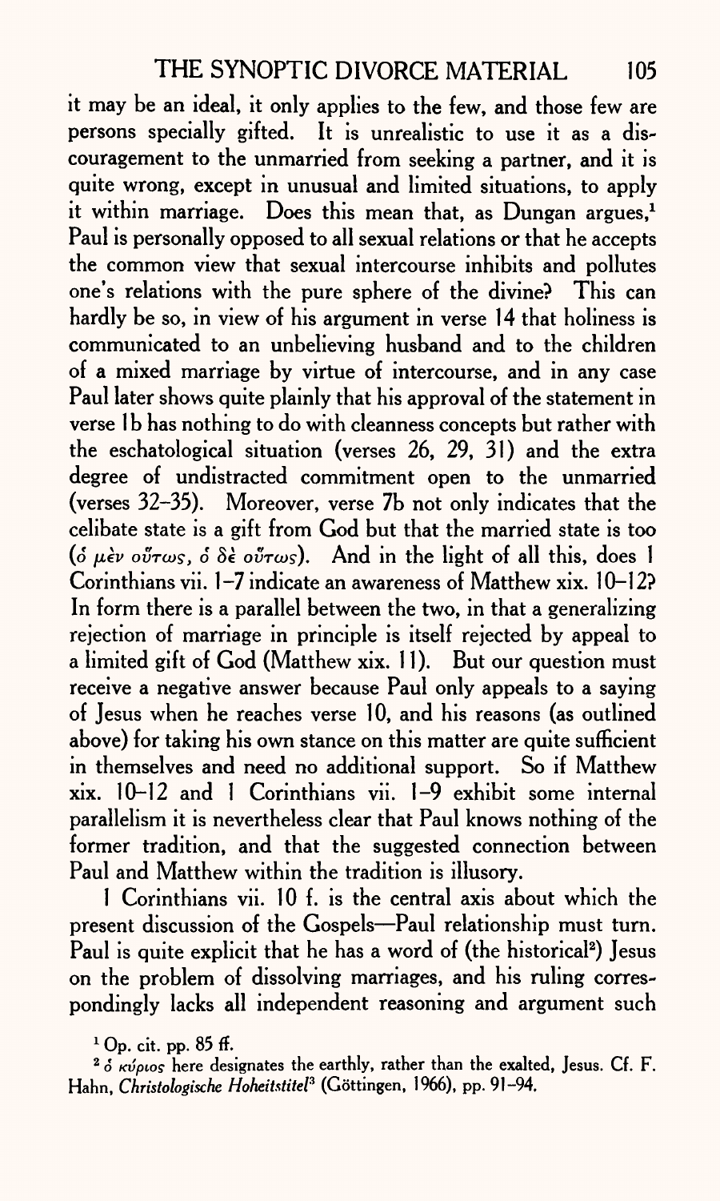it may be an ideal, it only applies to the few, and those few are persons specially gifted. It is unrealistic to use it as a discouragement to the unmarried from seeking a partner, and it is quite wrong, except in unusual and limited situations, to apply it within marriage. Does this mean that, as Dungan argues,[1] Paul is personally opposed to all sexual relations or that he accepts the common view that sexual intercourse inhibits and pollutes one's relations with the pure sphere of the divine? This can hardly be so, in view of his argument in verse 14 that holiness is communicated to an unbelieving husband and to the children of a mixed marriage by virtue of intercourse, and in any case Paul later shows quite plainly that his approval of the statement in verse 1b has nothing to do with cleanness concepts but rather with the eschatological situation (verses 26, 29, 31) and the extra degree of undistracted commitment open to the unmarried (verses 32–35). Moreover, verse 7b not only indicates that the celibate state is a gift from God but that the married state is too (ὁ μὲν οὕτως, ὁ δὲ οὕτως). And in the light of all this, does 1 Corinthians vii. 1–7 indicate an awareness of Matthew xix. 10–12? In form there is a parallel between the two, in that a generalizing rejection of marriage in principle is itself rejected by appeal to a limited gift of God (Matthew xix. 11). But our question must receive a negative answer because Paul only appeals to a saying of Jesus when he reaches verse 10, and his reasons (as outlined above) for taking his own stance on this matter are quite sufficient in themselves and need no additional support. So if Matthew xix. 10–12 and 1 Corinthians vii. 1–9 exhibit some internal parallelism it is nevertheless clear that Paul knows nothing of the former tradition, and that the suggested connection between Paul and Matthew within the tradition is illusory.

1 Corinthians vii. 10 f. is the central axis about which the present discussion of the Gospels—Paul relationship must turn. Paul is quite explicit that he has a word of (the historical[2]) Jesus on the problem of dissolving marriages, and his ruling correspondingly lacks all independent reasoning and argument such

[1] Op. cit. pp. 85 ff.

[2] ὁ κύριος here designates the earthly, rather than the exalted, Jesus. Cf. F. Hahn, *Christologische Hoheitstitel*[3] (Göttingen, 1966), pp. 91–94.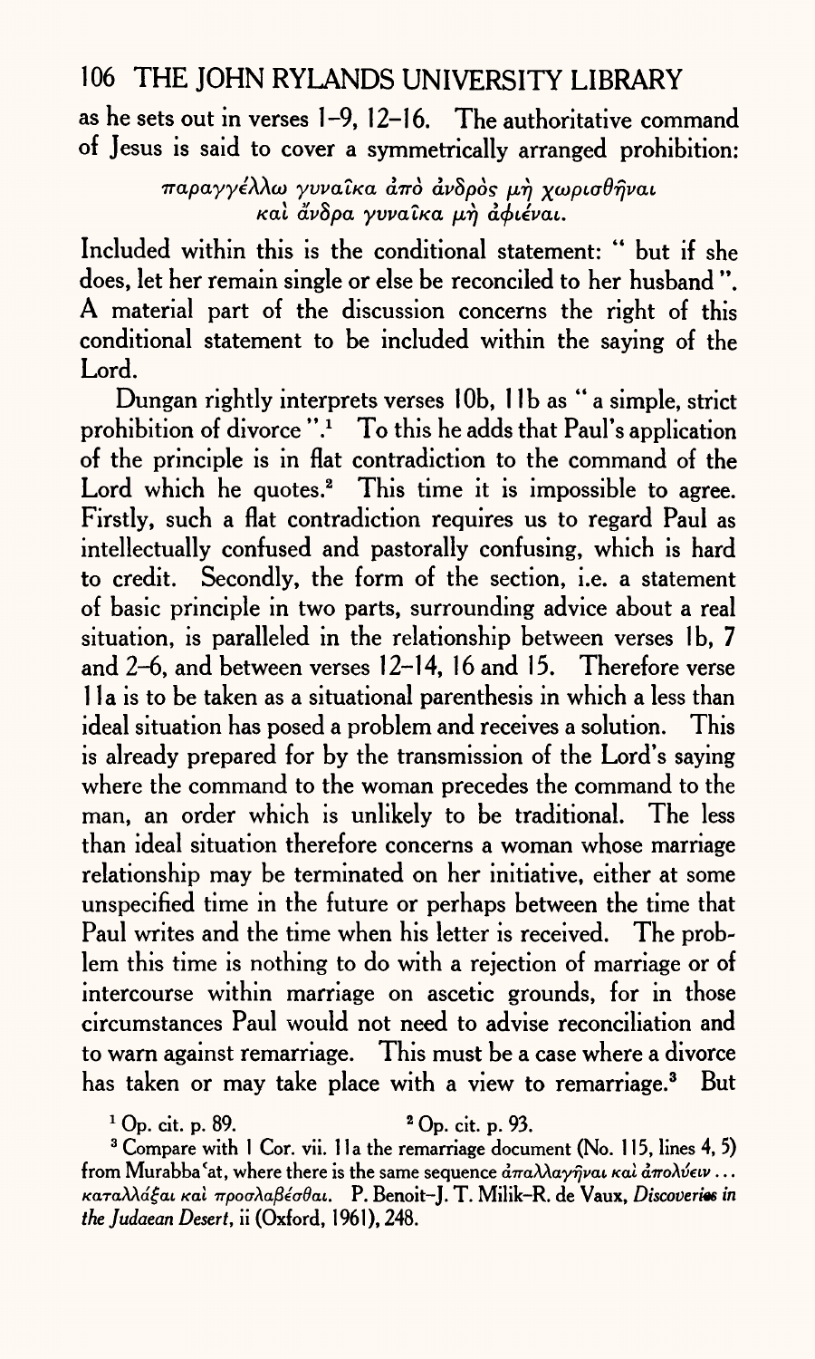as he sets out in verses 1–9, 12–16. The authoritative command of Jesus is said to cover a symmetrically arranged prohibition:

> παραγγέλλω γυναῖκα ἀπὸ ἀνδρὸς μὴ χωρισθῆναι
> καὶ ἄνδρα γυναῖκα μὴ ἀφιέναι.

Included within this is the conditional statement: " but if she does, let her remain single or else be reconciled to her husband ". A material part of the discussion concerns the right of this conditional statement to be included within the saying of the Lord.

Dungan rightly interprets verses 10b, 11b as " a simple, strict prohibition of divorce ".[1] To this he adds that Paul's application of the principle is in flat contradiction to the command of the Lord which he quotes.[2] This time it is impossible to agree. Firstly, such a flat contradiction requires us to regard Paul as intellectually confused and pastorally confusing, which is hard to credit. Secondly, the form of the section, i.e. a statement of basic principle in two parts, surrounding advice about a real situation, is paralleled in the relationship between verses 1b, 7 and 2–6, and between verses 12–14, 16 and 15. Therefore verse 11a is to be taken as a situational parenthesis in which a less than ideal situation has posed a problem and receives a solution. This is already prepared for by the transmission of the Lord's saying where the command to the woman precedes the command to the man, an order which is unlikely to be traditional. The less than ideal situation therefore concerns a woman whose marriage relationship may be terminated on her initiative, either at some unspecified time in the future or perhaps between the time that Paul writes and the time when his letter is received. The problem this time is nothing to do with a rejection of marriage or of intercourse within marriage on ascetic grounds, for in those circumstances Paul would not need to advise reconciliation and to warn against remarriage. This must be a case where a divorce has taken or may take place with a view to remarriage.[3] But

[1] Op. cit. p. 89. [2] Op. cit. p. 93.

[3] Compare with 1 Cor. vii. 11a the remarriage document (No. 115, lines 4, 5) from Murabbaʿat, where there is the same sequence *ἀπαλλαγῆναι καὶ ἀπολύειν . . . καταλλάξαι καὶ προσλαβέσθαι*. P. Benoit–J. T. Milik–R. de Vaux, *Discoveries in the Judaean Desert*, ii (Oxford, 1961), 248.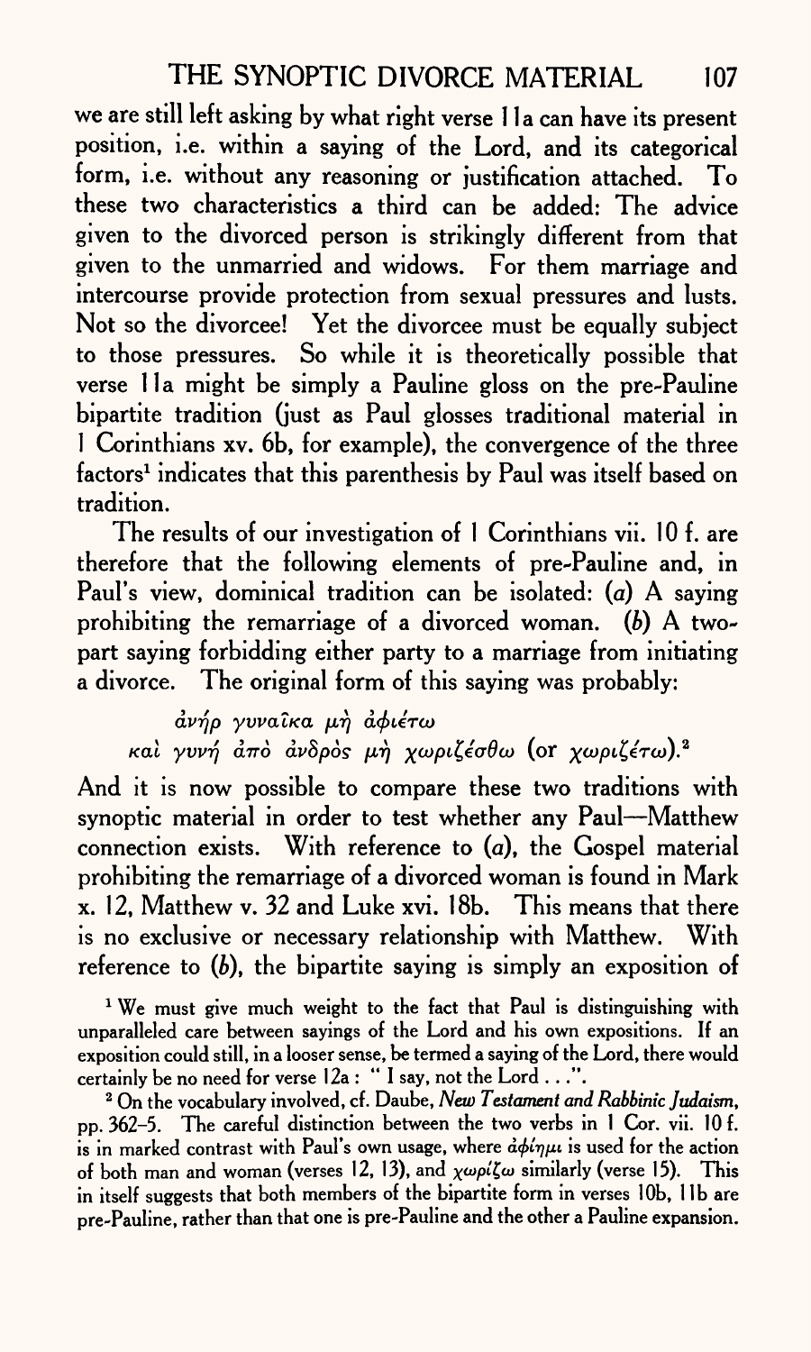we are still left asking by what right verse 11a can have its present position, i.e. within a saying of the Lord, and its categorical form, i.e. without any reasoning or justification attached. To these two characteristics a third can be added: The advice given to the divorced person is strikingly different from that given to the unmarried and widows. For them marriage and intercourse provide protection from sexual pressures and lusts. Not so the divorcee! Yet the divorcee must be equally subject to those pressures. So while it is theoretically possible that verse 11a might be simply a Pauline gloss on the pre-Pauline bipartite tradition (just as Paul glosses traditional material in 1 Corinthians xv. 6b, for example), the convergence of the three factors[1] indicates that this parenthesis by Paul was itself based on tradition.

The results of our investigation of 1 Corinthians vii. 10 f. are therefore that the following elements of pre-Pauline and, in Paul's view, dominical tradition can be isolated: (*a*) A saying prohibiting the remarriage of a divorced woman. (*b*) A two-part saying forbidding either party to a marriage from initiating a divorce. The original form of this saying was probably:

> ἀνήρ γυναῖκα μὴ ἀφιέτω
> καὶ γυνή ἀπὸ ἀνδρὸς μὴ χωριζέσθω (or χωριζέτω).[2]

And it is now possible to compare these two traditions with synoptic material in order to test whether any Paul—Matthew connection exists. With reference to (*a*), the Gospel material prohibiting the remarriage of a divorced woman is found in Mark x. 12, Matthew v. 32 and Luke xvi. 18b. This means that there is no exclusive or necessary relationship with Matthew. With reference to (*b*), the bipartite saying is simply an exposition of

[1] We must give much weight to the fact that Paul is distinguishing with unparalleled care between sayings of the Lord and his own expositions. If an exposition could still, in a looser sense, be termed a saying of the Lord, there would certainly be no need for verse 12a: " I say, not the Lord . . .".

[2] On the vocabulary involved, cf. Daube, *New Testament and Rabbinic Judaism*, pp. 362–5. The careful distinction between the two verbs in 1 Cor. vii. 10 f. is in marked contrast with Paul's own usage, where ἀφίημι is used for the action of both man and woman (verses 12, 13), and χωρίζω similarly (verse 15). This in itself suggests that both members of the bipartite form in verses 10b, 11b are pre-Pauline, rather than that one is pre-Pauline and the other a Pauline expansion.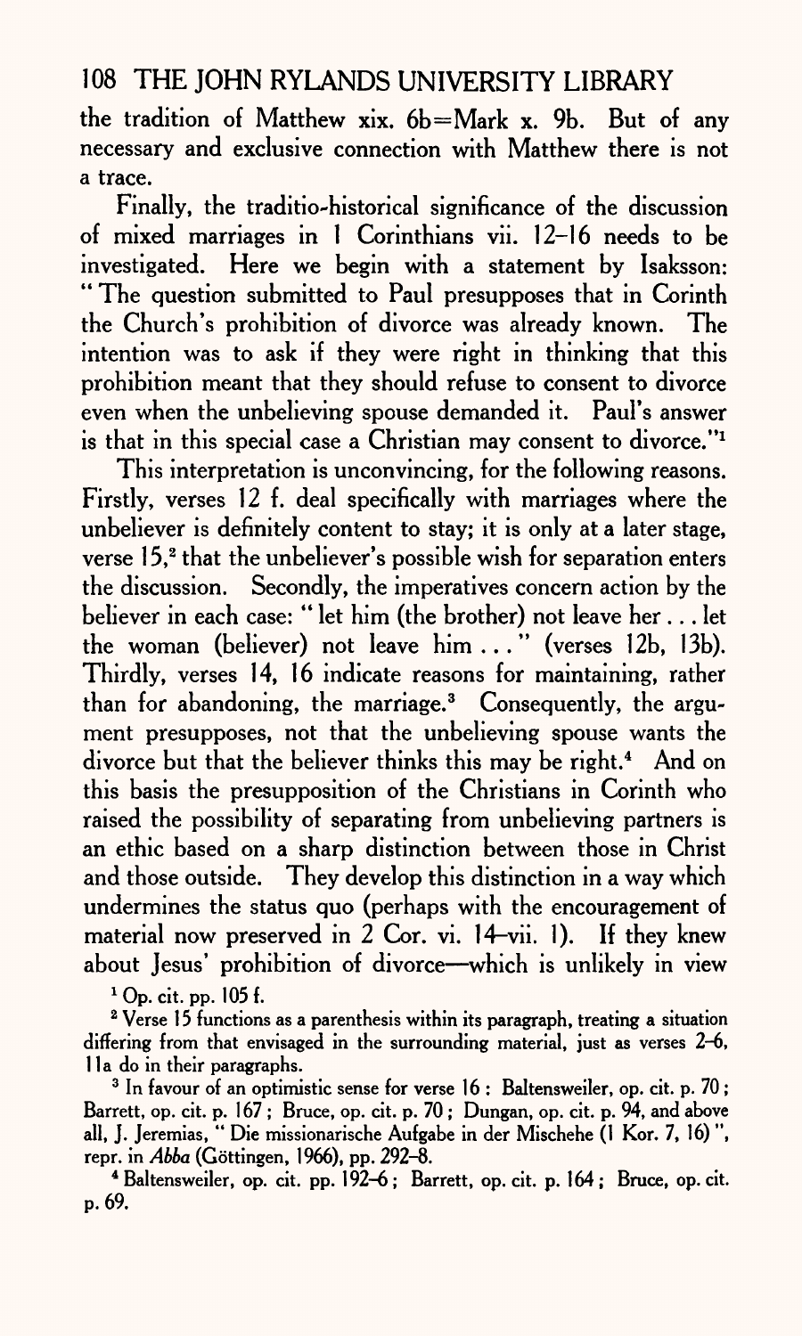the tradition of Matthew xix. 6b=Mark x. 9b. But of any necessary and exclusive connection with Matthew there is not a trace.

Finally, the traditio-historical significance of the discussion of mixed marriages in I Corinthians vii. 12–16 needs to be investigated. Here we begin with a statement by Isaksson: "The question submitted to Paul presupposes that in Corinth the Church's prohibition of divorce was already known. The intention was to ask if they were right in thinking that this prohibition meant that they should refuse to consent to divorce even when the unbelieving spouse demanded it. Paul's answer is that in this special case a Christian may consent to divorce."[1]

This interpretation is unconvincing, for the following reasons. Firstly, verses 12 f. deal specifically with marriages where the unbeliever is definitely content to stay; it is only at a later stage, verse 15,[2] that the unbeliever's possible wish for separation enters the discussion. Secondly, the imperatives concern action by the believer in each case: "let him (the brother) not leave her . . . let the woman (believer) not leave him . . ." (verses 12b, 13b). Thirdly, verses 14, 16 indicate reasons for maintaining, rather than for abandoning, the marriage.[3] Consequently, the argument presupposes, not that the unbelieving spouse wants the divorce but that the believer thinks this may be right.[4] And on this basis the presupposition of the Christians in Corinth who raised the possibility of separating from unbelieving partners is an ethic based on a sharp distinction between those in Christ and those outside. They develop this distinction in a way which undermines the status quo (perhaps with the encouragement of material now preserved in 2 Cor. vi. 14–vii. 1). If they knew about Jesus' prohibition of divorce—which is unlikely in view

[1] Op. cit. pp. 105 f.

[2] Verse 15 functions as a parenthesis within its paragraph, treating a situation differing from that envisaged in the surrounding material, just as verses 2–6, 11a do in their paragraphs.

[3] In favour of an optimistic sense for verse 16 : Baltensweiler, op. cit. p. 70 ; Barrett, op. cit. p. 167 ; Bruce, op. cit. p. 70 ; Dungan, op. cit. p. 94, and above all, J. Jeremias, "Die missionarische Aufgabe in der Mischehe (I Kor. 7, 16)", repr. in *Abba* (Göttingen, 1966), pp. 292–8.

[4] Baltensweiler, op. cit. pp. 192–6 ; Barrett, op. cit. p. 164 ; Bruce, op. cit. p. 69.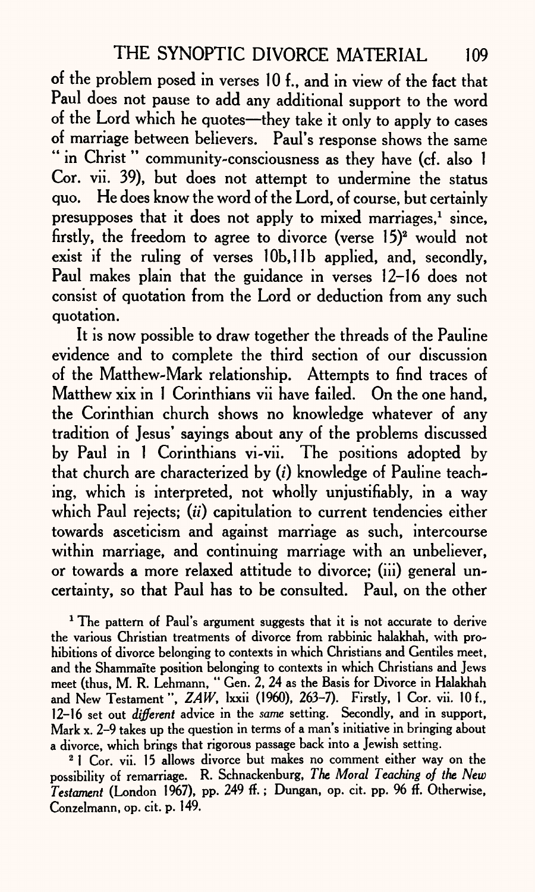of the problem posed in verses 10 f., and in view of the fact that Paul does not pause to add any additional support to the word of the Lord which he quotes—they take it only to apply to cases of marriage between believers. Paul's response shows the same " in Christ " community-consciousness as they have (cf. also 1 Cor. vii. 39), but does not attempt to undermine the status quo. He does know the word of the Lord, of course, but certainly presupposes that it does not apply to mixed marriages,[1] since, firstly, the freedom to agree to divorce (verse 15)[2] would not exist if the ruling of verses 10b,11b applied, and, secondly, Paul makes plain that the guidance in verses 12–16 does not consist of quotation from the Lord or deduction from any such quotation.

It is now possible to draw together the threads of the Pauline evidence and to complete the third section of our discussion of the Matthew-Mark relationship. Attempts to find traces of Matthew xix in 1 Corinthians vii have failed. On the one hand, the Corinthian church shows no knowledge whatever of any tradition of Jesus' sayings about any of the problems discussed by Paul in 1 Corinthians vi-vii. The positions adopted by that church are characterized by (*i*) knowledge of Pauline teaching, which is interpreted, not wholly unjustifiably, in a way which Paul rejects; (*ii*) capitulation to current tendencies either towards asceticism and against marriage as such, intercourse within marriage, and continuing marriage with an unbeliever, or towards a more relaxed attitude to divorce; (iii) general uncertainty, so that Paul has to be consulted. Paul, on the other

[1] The pattern of Paul's argument suggests that it is not accurate to derive the various Christian treatments of divorce from rabbinic halakhah, with prohibitions of divorce belonging to contexts in which Christians and Gentiles meet, and the Shammaïte position belonging to contexts in which Christians and Jews meet (thus, M. R. Lehmann, " Gen. 2, 24 as the Basis for Divorce in Halakhah and New Testament ", *ZAW*, lxxii (1960), 263–7). Firstly, 1 Cor. vii. 10 f., 12–16 set out *different* advice in the *same* setting. Secondly, and in support, Mark x. 2–9 takes up the question in terms of a man's initiative in bringing about a divorce, which brings that rigorous passage back into a Jewish setting.

[2] 1 Cor. vii. 15 allows divorce but makes no comment either way on the possibility of remarriage. R. Schnackenburg, *The Moral Teaching of the New Testament* (London 1967), pp. 249 ff.; Dungan, op. cit. pp. 96 ff. Otherwise, Conzelmann, op. cit. p. 149.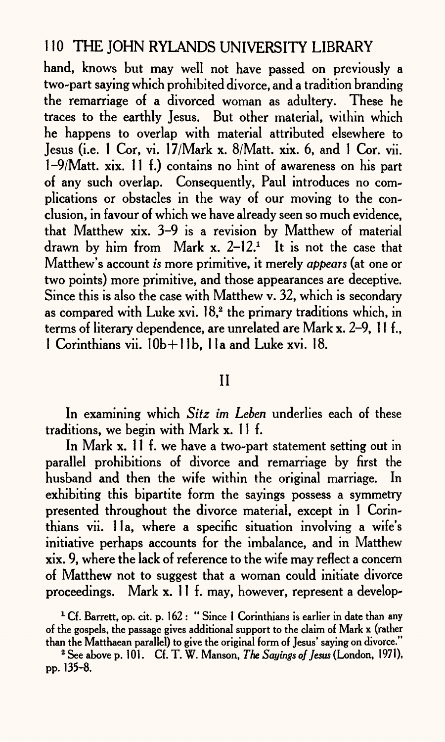hand, knows but may well not have passed on previously a two-part saying which prohibited divorce, and a tradition branding the remarriage of a divorced woman as adultery. These he traces to the earthly Jesus. But other material, within which he happens to overlap with material attributed elsewhere to Jesus (i.e. 1 Cor, vi. 17/Mark x. 8/Matt. xix. 6, and 1 Cor. vii. 1–9/Matt. xix. 11 f.) contains no hint of awareness on his part of any such overlap. Consequently, Paul introduces no complications or obstacles in the way of our moving to the conclusion, in favour of which we have already seen so much evidence, that Matthew xix. 3–9 is a revision by Matthew of material drawn by him from Mark x. 2–12.[1] It is not the case that Matthew's account *is* more primitive, it merely *appears* (at one or two points) more primitive, and those appearances are deceptive. Since this is also the case with Matthew v. 32, which is secondary as compared with Luke xvi. 18,[2] the primary traditions which, in terms of literary dependence, are unrelated are Mark x. 2–9, 11 f., 1 Corinthians vii. 10b+11b, 11a and Luke xvi. 18.

## II

In examining which *Sitz im Leben* underlies each of these traditions, we begin with Mark x. 11 f.

In Mark x. 11 f. we have a two-part statement setting out in parallel prohibitions of divorce and remarriage by first the husband and then the wife within the original marriage. In exhibiting this bipartite form the sayings possess a symmetry presented throughout the divorce material, except in 1 Corinthians vii. 11a, where a specific situation involving a wife's initiative perhaps accounts for the imbalance, and in Matthew xix. 9, where the lack of reference to the wife may reflect a concern of Matthew not to suggest that a woman could initiate divorce proceedings. Mark x. 11 f. may, however, represent a develop-

[1] Cf. Barrett, op. cit. p. 162 : "Since 1 Corinthians is earlier in date than any of the gospels, the passage gives additional support to the claim of Mark x (rather than the Matthaean parallel) to give the original form of Jesus' saying on divorce."

[2] See above p. 101. Cf. T. W. Manson, *The Sayings of Jesus* (London, 1971), pp. 135–8.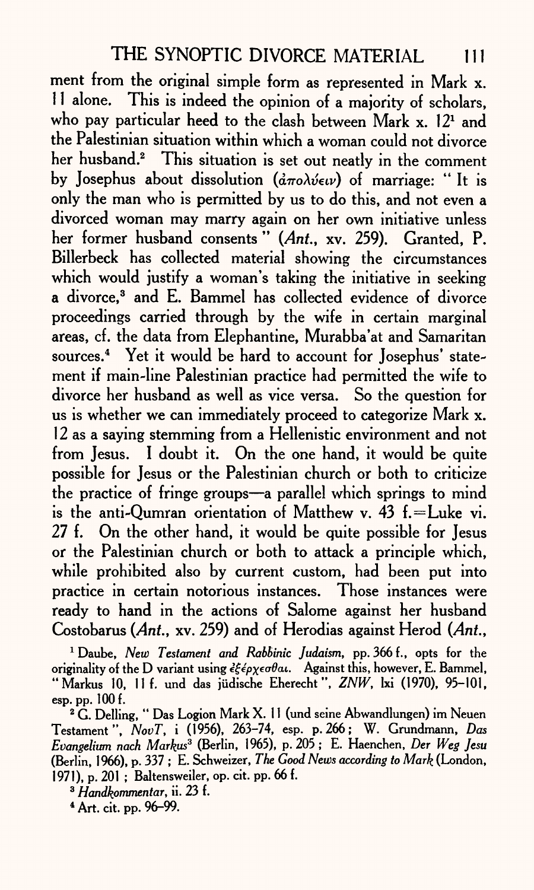ment from the original simple form as represented in Mark x. 11 alone. This is indeed the opinion of a majority of scholars, who pay particular heed to the clash between Mark x. 12[1] and the Palestinian situation within which a woman could not divorce her husband.[2] This situation is set out neatly in the comment by Josephus about dissolution (ἀπολύειν) of marriage: "It is only the man who is permitted by us to do this, and not even a divorced woman may marry again on her own initiative unless her former husband consents" (*Ant.*, xv. 259). Granted, P. Billerbeck has collected material showing the circumstances which would justify a woman's taking the initiative in seeking a divorce,[3] and E. Bammel has collected evidence of divorce proceedings carried through by the wife in certain marginal areas, cf. the data from Elephantine, Murabba'at and Samaritan sources.[4] Yet it would be hard to account for Josephus' statement if main-line Palestinian practice had permitted the wife to divorce her husband as well as vice versa. So the question for us is whether we can immediately proceed to categorize Mark x. 12 as a saying stemming from a Hellenistic environment and not from Jesus. I doubt it. On the one hand, it would be quite possible for Jesus or the Palestinian church or both to criticize the practice of fringe groups—a parallel which springs to mind is the anti-Qumran orientation of Matthew v. 43 f.=Luke vi. 27 f. On the other hand, it would be quite possible for Jesus or the Palestinian church or both to attack a principle which, while prohibited also by current custom, had been put into practice in certain notorious instances. Those instances were ready to hand in the actions of Salome against her husband Costobarus (*Ant.*, xv. 259) and of Herodias against Herod (*Ant.*,

[1] Daube, *New Testament and Rabbinic Judaism*, pp. 366 f., opts for the originality of the D variant using ἐξέρχεσθαι. Against this, however, E. Bammel, "Markus 10, 11 f. und das jüdische Eherecht", *ZNW*, lxi (1970), 95–101, esp. pp. 100 f.

[2] G. Delling, "Das Logion Mark X. 11 (und seine Abwandlungen) im Neuen Testament", *NovT*, i (1956), 263–74, esp. p. 266; W. Grundmann, *Das Evangelium nach Markus*[3] (Berlin, 1965), p. 205; E. Haenchen, *Der Weg Jesu* (Berlin, 1966), p. 337; E. Schweizer, *The Good News according to Mark* (London, 1971), p. 201; Baltensweiler, op. cit. pp. 66 f.

[3] *Handkommentar*, ii. 23 f.

[4] Art. cit. pp. 96–99.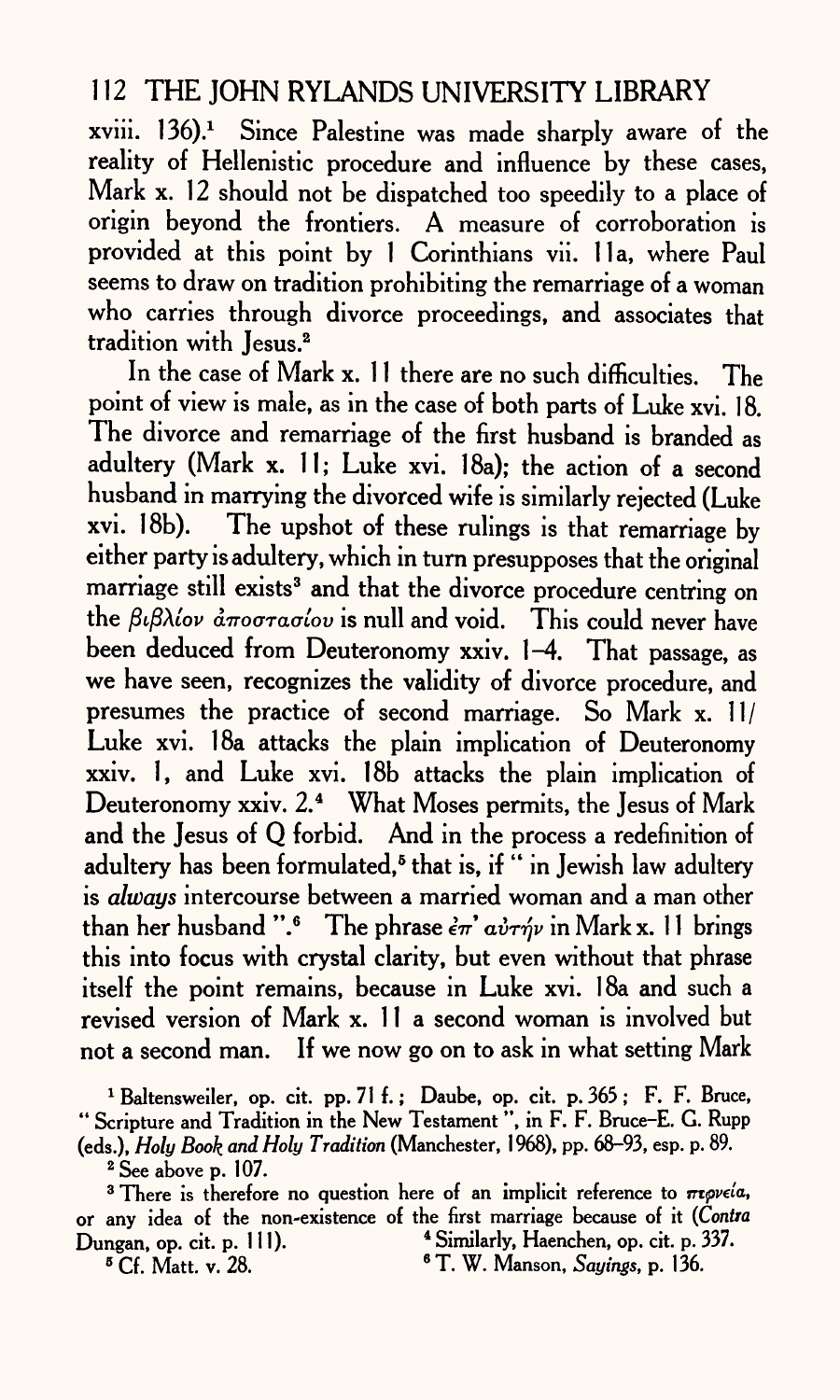xviii. 136).[1] Since Palestine was made sharply aware of the reality of Hellenistic procedure and influence by these cases, Mark x. 12 should not be dispatched too speedily to a place of origin beyond the frontiers. A measure of corroboration is provided at this point by 1 Corinthians vii. 11a, where Paul seems to draw on tradition prohibiting the remarriage of a woman who carries through divorce proceedings, and associates that tradition with Jesus.[2]

In the case of Mark x. 11 there are no such difficulties. The point of view is male, as in the case of both parts of Luke xvi. 18. The divorce and remarriage of the first husband is branded as adultery (Mark x. 11; Luke xvi. 18a); the action of a second husband in marrying the divorced wife is similarly rejected (Luke xvi. 18b). The upshot of these rulings is that remarriage by either party is adultery, which in turn presupposes that the original marriage still exists[3] and that the divorce procedure centring on the *βιβλίον ἀποστασίου* is null and void. This could never have been deduced from Deuteronomy xxiv. 1–4. That passage, as we have seen, recognizes the validity of divorce procedure, and presumes the practice of second marriage. So Mark x. 11/ Luke xvi. 18a attacks the plain implication of Deuteronomy xxiv. 1, and Luke xvi. 18b attacks the plain implication of Deuteronomy xxiv. 2.[4] What Moses permits, the Jesus of Mark and the Jesus of Q forbid. And in the process a redefinition of adultery has been formulated,[5] that is, if " in Jewish law adultery is *always* intercourse between a married woman and a man other than her husband ".[6] The phrase *ἐπ' αὐτήν* in Mark x. 11 brings this into focus with crystal clarity, but even without that phrase itself the point remains, because in Luke xvi. 18a and such a revised version of Mark x. 11 a second woman is involved but not a second man. If we now go on to ask in what setting Mark

[1] Baltensweiler, op. cit. pp. 71 f.; Daube, op. cit. p. 365; F. F. Bruce, " Scripture and Tradition in the New Testament ", in F. F. Bruce–E. G. Rupp (eds.), *Holy Book and Holy Tradition* (Manchester, 1968), pp. 68–93, esp. p. 89.

[2] See above p. 107.

[3] There is therefore no question here of an implicit reference to *πορνεία*, or any idea of the non-existence of the first marriage because of it (*Contra* Dungan, op. cit. p. 111).

[4] Similarly, Haenchen, op. cit. p. 337.

[5] Cf. Matt. v. 28.

[6] T. W. Manson, *Sayings*, p. 136.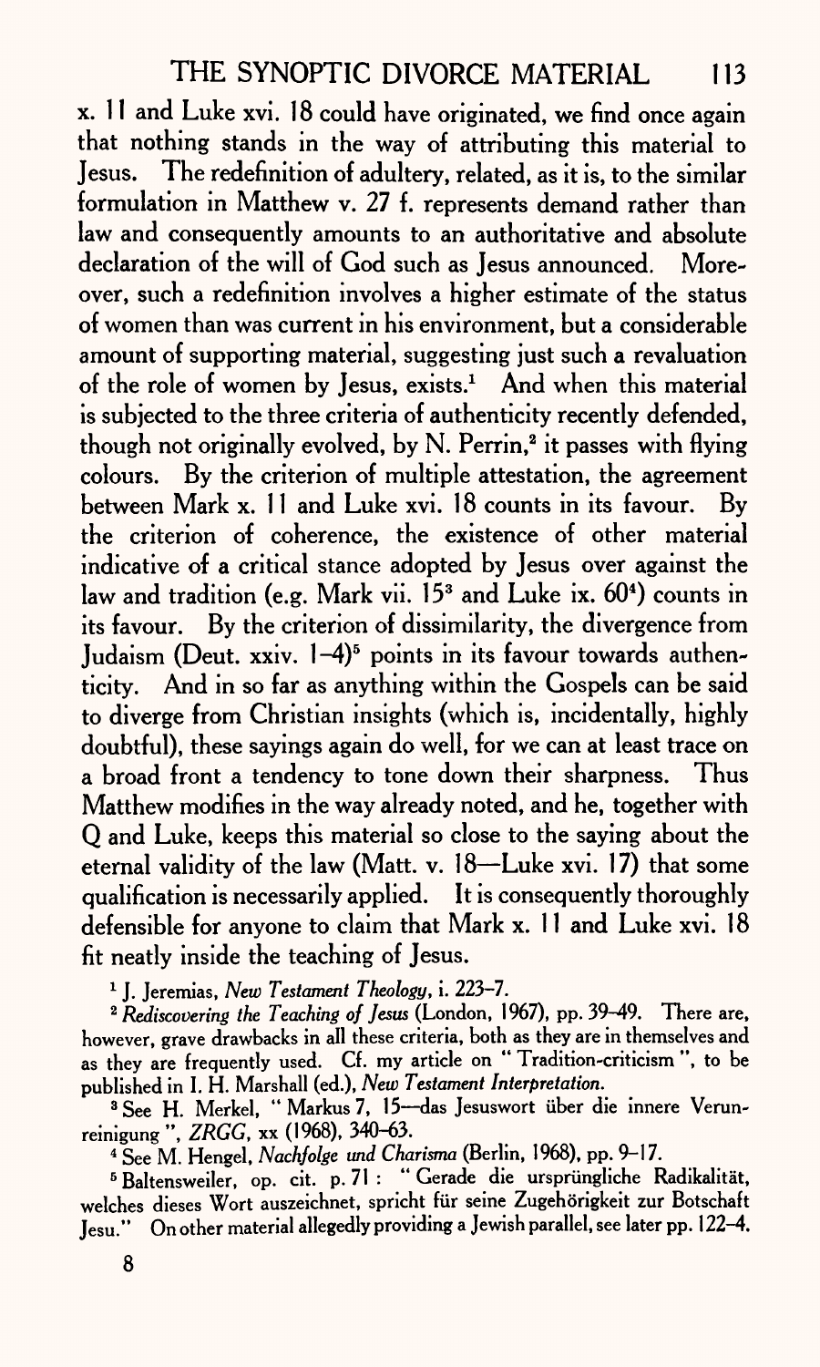x. 11 and Luke xvi. 18 could have originated, we find once again that nothing stands in the way of attributing this material to Jesus. The redefinition of adultery, related, as it is, to the similar formulation in Matthew v. 27 f. represents demand rather than law and consequently amounts to an authoritative and absolute declaration of the will of God such as Jesus announced. Moreover, such a redefinition involves a higher estimate of the status of women than was current in his environment, but a considerable amount of supporting material, suggesting just such a revaluation of the role of women by Jesus, exists.[1] And when this material is subjected to the three criteria of authenticity recently defended, though not originally evolved, by N. Perrin,[2] it passes with flying colours. By the criterion of multiple attestation, the agreement between Mark x. 11 and Luke xvi. 18 counts in its favour. By the criterion of coherence, the existence of other material indicative of a critical stance adopted by Jesus over against the law and tradition (e.g. Mark vii. 15[3] and Luke ix. 60[4]) counts in its favour. By the criterion of dissimilarity, the divergence from Judaism (Deut. xxiv. 1–4)[5] points in its favour towards authenticity. And in so far as anything within the Gospels can be said to diverge from Christian insights (which is, incidentally, highly doubtful), these sayings again do well, for we can at least trace on a broad front a tendency to tone down their sharpness. Thus Matthew modifies in the way already noted, and he, together with Q and Luke, keeps this material so close to the saying about the eternal validity of the law (Matt. v. 18—Luke xvi. 17) that some qualification is necessarily applied. It is consequently thoroughly defensible for anyone to claim that Mark x. 11 and Luke xvi. 18 fit neatly inside the teaching of Jesus.

[1] J. Jeremias, *New Testament Theology*, i. 223–7.

[2] *Rediscovering the Teaching of Jesus* (London, 1967), pp. 39–49. There are, however, grave drawbacks in all these criteria, both as they are in themselves and as they are frequently used. Cf. my article on "Tradition-criticism", to be published in I. H. Marshall (ed.), *New Testament Interpretation*.

[3] See H. Merkel, "Markus 7, 15—das Jesuswort über die innere Verunreinigung", *ZRGG*, xx (1968), 340–63.

[4] See M. Hengel, *Nachfolge und Charisma* (Berlin, 1968), pp. 9–17.

[5] Baltensweiler, op. cit. p. 71: "Gerade die ursprüngliche Radikalität, welches dieses Wort auszeichnet, spricht für seine Zugehörigkeit zur Botschaft Jesu." On other material allegedly providing a Jewish parallel, see later pp. 122–4.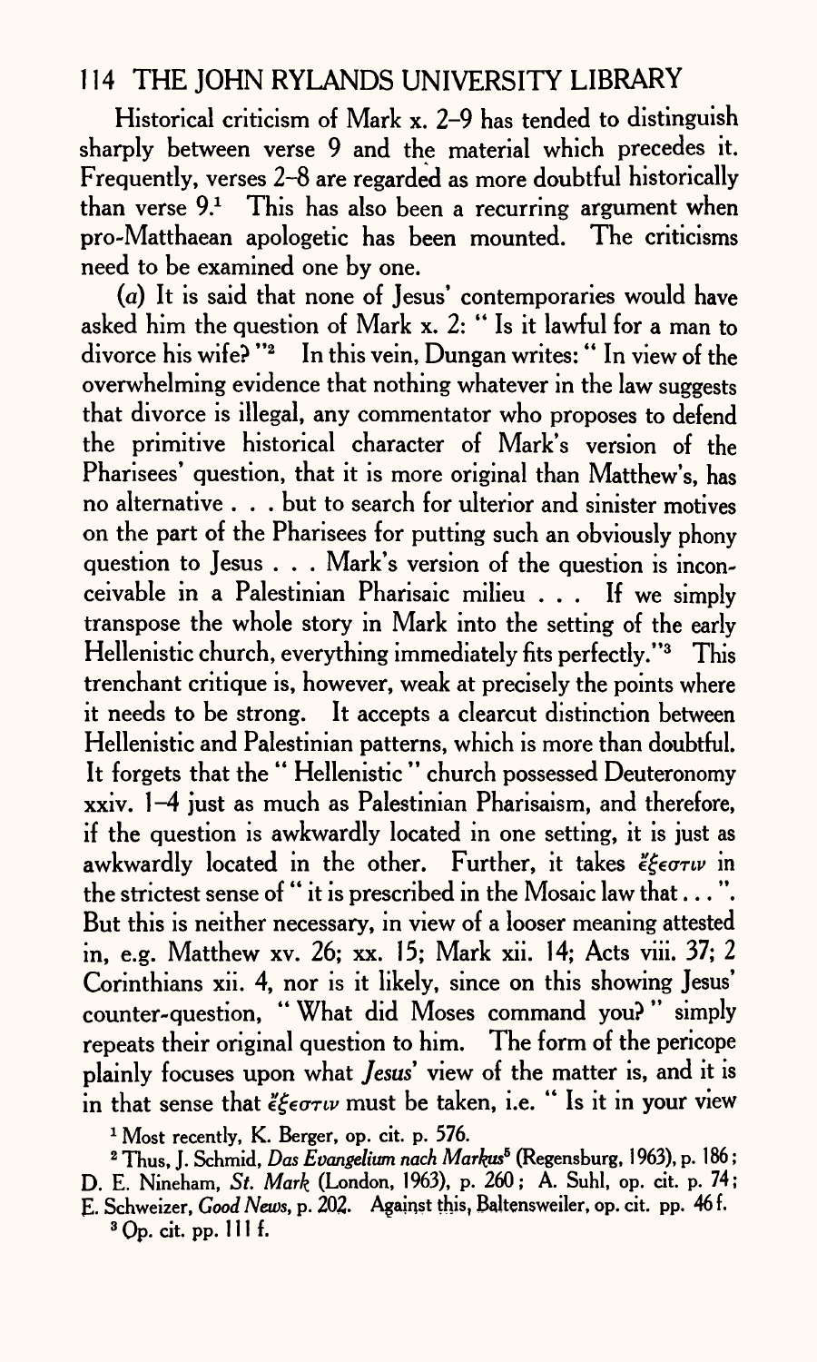Historical criticism of Mark x. 2–9 has tended to distinguish sharply between verse 9 and the material which precedes it. Frequently, verses 2–8 are regarded as more doubtful historically than verse 9.[1] This has also been a recurring argument when pro-Matthaean apologetic has been mounted. The criticisms need to be examined one by one.

(*a*) It is said that none of Jesus' contemporaries would have asked him the question of Mark x. 2: " Is it lawful for a man to divorce his wife? "[2] In this vein, Dungan writes: " In view of the overwhelming evidence that nothing whatever in the law suggests that divorce is illegal, any commentator who proposes to defend the primitive historical character of Mark's version of the Pharisees' question, that it is more original than Matthew's, has no alternative . . . but to search for ulterior and sinister motives on the part of the Pharisees for putting such an obviously phony question to Jesus . . . Mark's version of the question is inconceivable in a Palestinian Pharisaic milieu . . . If we simply transpose the whole story in Mark into the setting of the early Hellenistic church, everything immediately fits perfectly."[3] This trenchant critique is, however, weak at precisely the points where it needs to be strong. It accepts a clearcut distinction between Hellenistic and Palestinian patterns, which is more than doubtful. It forgets that the " Hellenistic " church possessed Deuteronomy xxiv. 1–4 just as much as Palestinian Pharisaism, and therefore, if the question is awkwardly located in one setting, it is just as awkwardly located in the other. Further, it takes ἔξεστιν in the strictest sense of " it is prescribed in the Mosaic law that . . . ". But this is neither necessary, in view of a looser meaning attested in, e.g. Matthew xv. 26; xx. 15; Mark xii. 14; Acts viii. 37; 2 Corinthians xii. 4, nor is it likely, since on this showing Jesus' counter-question, " What did Moses command you? " simply repeats their original question to him. The form of the pericope plainly focuses upon what *Jesus*' view of the matter is, and it is in that sense that ἔξεστιν must be taken, i.e. " Is it in your view

[1] Most recently, K. Berger, op. cit. p. 576.

[2] Thus, J. Schmid, *Das Evangelium nach Markus*[5] (Regensburg, 1963), p. 186; D. E. Nineham, *St. Mark* (London, 1963), p. 260; A. Suhl, op. cit. p. 74; E. Schweizer, *Good News*, p. 202. Against this, Baltensweiler, op. cit. pp. 46 f.

[3] Op. cit. pp. 111 f.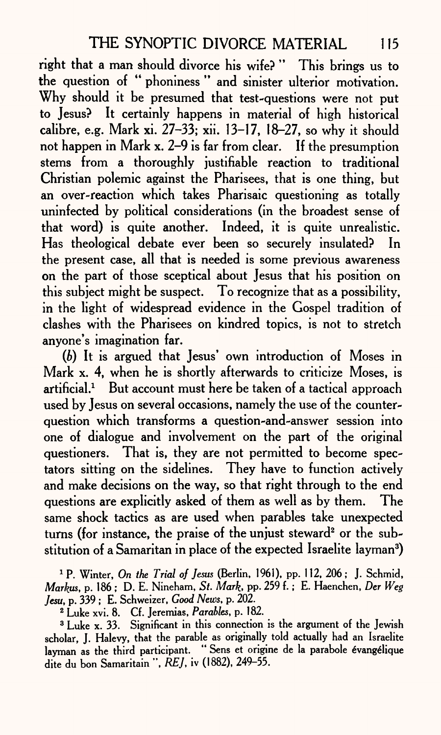right that a man should divorce his wife?" This brings us to the question of "phoniness" and sinister ulterior motivation. Why should it be presumed that test-questions were not put to Jesus? It certainly happens in material of high historical calibre, e.g. Mark xi. 27–33; xii. 13–17, 18–27, so why it should not happen in Mark x. 2–9 is far from clear. If the presumption stems from a thoroughly justifiable reaction to traditional Christian polemic against the Pharisees, that is one thing, but an over-reaction which takes Pharisaic questioning as totally uninfected by political considerations (in the broadest sense of that word) is quite another. Indeed, it is quite unrealistic. Has theological debate ever been so securely insulated? In the present case, all that is needed is some previous awareness on the part of those sceptical about Jesus that his position on this subject might be suspect. To recognize that as a possibility, in the light of widespread evidence in the Gospel tradition of clashes with the Pharisees on kindred topics, is not to stretch anyone's imagination far.

(*b*) It is argued that Jesus' own introduction of Moses in Mark x. 4, when he is shortly afterwards to criticize Moses, is artificial.[1] But account must here be taken of a tactical approach used by Jesus on several occasions, namely the use of the counter-question which transforms a question-and-answer session into one of dialogue and involvement on the part of the original questioners. That is, they are not permitted to become spectators sitting on the sidelines. They have to function actively and make decisions on the way, so that right through to the end questions are explicitly asked of them as well as by them. The same shock tactics as are used when parables take unexpected turns (for instance, the praise of the unjust steward[2] or the substitution of a Samaritan in place of the expected Israelite layman[3])

[1] P. Winter, *On the Trial of Jesus* (Berlin, 1961), pp. 112, 206; J. Schmid, *Markus*, p. 186; D. E. Nineham, *St. Mark*, pp. 259 f.; E. Haenchen, *Der Weg Jesu*, p. 339; E. Schweizer, *Good News*, p. 202.

[2] Luke xvi. 8. Cf. Jeremias, *Parables*, p. 182.

[3] Luke x. 33. Significant in this connection is the argument of the Jewish scholar, J. Halevy, that the parable as originally told actually had an Israelite layman as the third participant. "Sens et origine de la parabole évangélique dite du bon Samaritain", *REJ*, iv (1882), 249–55.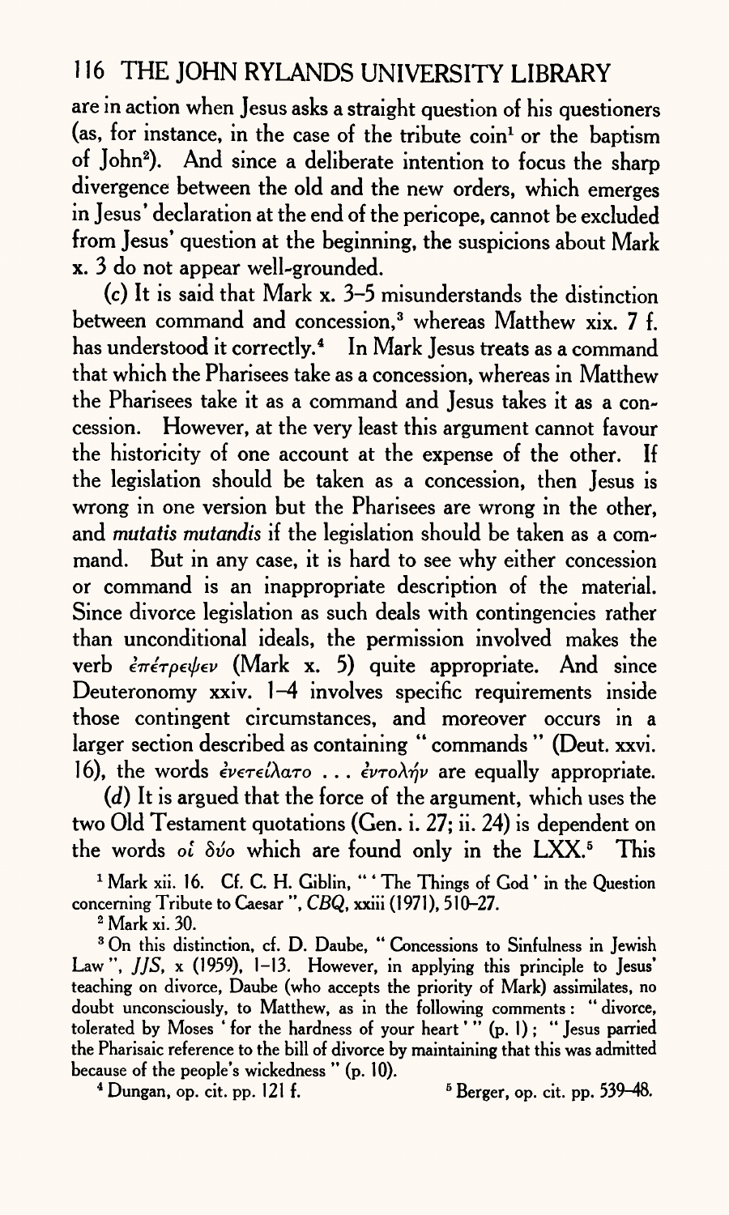are in action when Jesus asks a straight question of his questioners (as, for instance, in the case of the tribute coin[1] or the baptism of John[2]). And since a deliberate intention to focus the sharp divergence between the old and the new orders, which emerges in Jesus' declaration at the end of the pericope, cannot be excluded from Jesus' question at the beginning, the suspicions about Mark x. 3 do not appear well-grounded.

(*c*) It is said that Mark x. 3–5 misunderstands the distinction between command and concession,[3] whereas Matthew xix. 7 f. has understood it correctly.[4] In Mark Jesus treats as a command that which the Pharisees take as a concession, whereas in Matthew the Pharisees take it as a command and Jesus takes it as a concession. However, at the very least this argument cannot favour the historicity of one account at the expense of the other. If the legislation should be taken as a concession, then Jesus is wrong in one version but the Pharisees are wrong in the other, and *mutatis mutandis* if the legislation should be taken as a command. But in any case, it is hard to see why either concession or command is an inappropriate description of the material. Since divorce legislation as such deals with contingencies rather than unconditional ideals, the permission involved makes the verb ἐπέτρεψεν (Mark x. 5) quite appropriate. And since Deuteronomy xxiv. 1–4 involves specific requirements inside those contingent circumstances, and moreover occurs in a larger section described as containing "commands" (Deut. xxvi. 16), the words ἐνετείλατο . . . ἐντολήν are equally appropriate.

(*d*) It is argued that the force of the argument, which uses the two Old Testament quotations (Gen. i. 27; ii. 24) is dependent on the words οἱ δύο which are found only in the LXX.[5] This

[1] Mark xii. 16. Cf. C. H. Giblin, "'The Things of God' in the Question concerning Tribute to Caesar", *CBQ*, xxiii (1971), 510–27.

[2] Mark xi. 30.

[3] On this distinction, cf. D. Daube, "Concessions to Sinfulness in Jewish Law", *JJS*, x (1959), 1–13. However, in applying this principle to Jesus' teaching on divorce, Daube (who accepts the priority of Mark) assimilates, no doubt unconsciously, to Matthew, as in the following comments: "divorce, tolerated by Moses 'for the hardness of your heart'" (p. 1); "Jesus parried the Pharisaic reference to the bill of divorce by maintaining that this was admitted because of the people's wickedness" (p. 10).

[4] Dungan, op. cit. pp. 121 f.

[5] Berger, op. cit. pp. 539–48.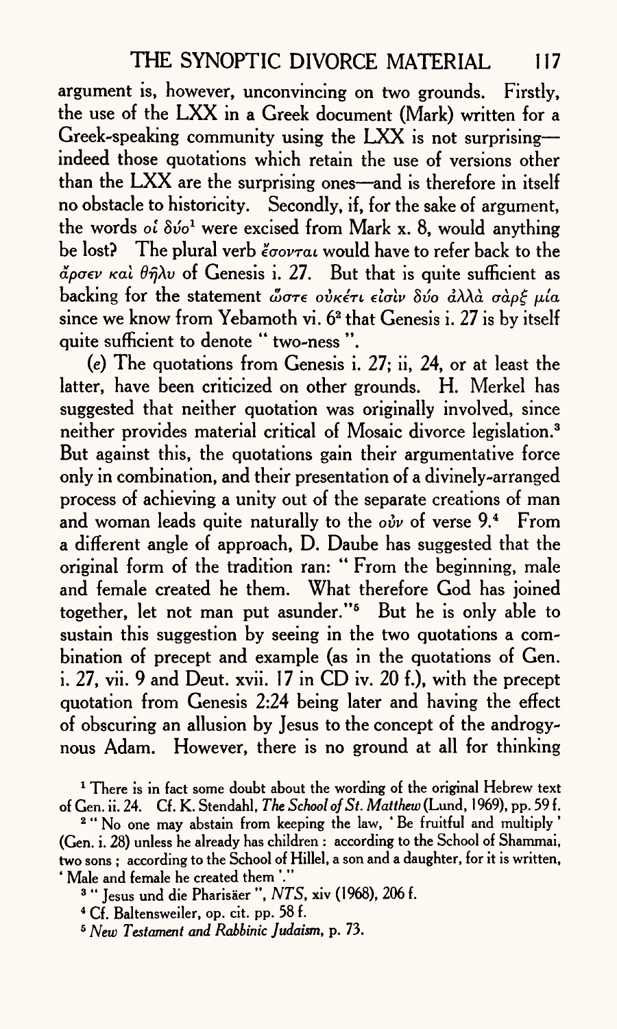argument is, however, unconvincing on two grounds. Firstly, the use of the LXX in a Greek document (Mark) written for a Greek-speaking community using the LXX is not surprising—indeed those quotations which retain the use of versions other than the LXX are the surprising ones—and is therefore in itself no obstacle to historicity. Secondly, if, for the sake of argument, the words *οἱ δύο*[1] were excised from Mark x. 8, would anything be lost? The plural verb *ἔσονται* would have to refer back to the *ἄρσεν καὶ θῆλυ* of Genesis i. 27. But that is quite sufficient as backing for the statement *ὥστε οὐκέτι εἰσὶν δύο ἀλλὰ σὰρξ μία* since we know from Yebamoth vi. 6[2] that Genesis i. 27 is by itself quite sufficient to denote "two-ness".

(*e*) The quotations from Genesis i. 27; ii, 24, or at least the latter, have been criticized on other grounds. H. Merkel has suggested that neither quotation was originally involved, since neither provides material critical of Mosaic divorce legislation.[3] But against this, the quotations gain their argumentative force only in combination, and their presentation of a divinely-arranged process of achieving a unity out of the separate creations of man and woman leads quite naturally to the *οὖν* of verse 9.[4] From a different angle of approach, D. Daube has suggested that the original form of the tradition ran: "From the beginning, male and female created he them. What therefore God has joined together, let not man put asunder."[5] But he is only able to sustain this suggestion by seeing in the two quotations a combination of precept and example (as in the quotations of Gen. i. 27, vii. 9 and Deut. xvii. 17 in CD iv. 20 f.), with the precept quotation from Genesis 2:24 being later and having the effect of obscuring an allusion by Jesus to the concept of the androgynous Adam. However, there is no ground at all for thinking

[1] There is in fact some doubt about the wording of the original Hebrew text of Gen. ii. 24. Cf. K. Stendahl, *The School of St. Matthew* (Lund, 1969), pp. 59 f.

[2] "No one may abstain from keeping the law, 'Be fruitful and multiply' (Gen. i. 28) unless he already has children: according to the School of Shammai, two sons; according to the School of Hillel, a son and a daughter, for it is written, 'Male and female he created them'."

[3] "Jesus und die Pharisäer", *NTS*, xiv (1968), 206 f.

[4] Cf. Baltensweiler, op. cit. pp. 58 f.

[5] *New Testament and Rabbinic Judaism*, p. 73.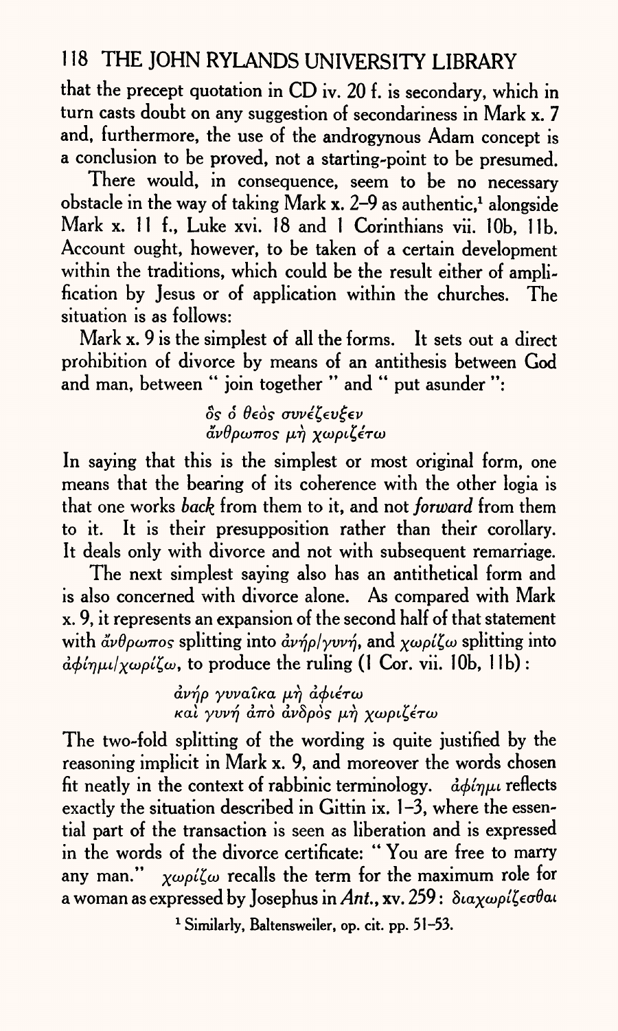that the precept quotation in CD iv. 20 f. is secondary, which in turn casts doubt on any suggestion of secondariness in Mark x. 7 and, furthermore, the use of the androgynous Adam concept is a conclusion to be proved, not a starting-point to be presumed.

There would, in consequence, seem to be no necessary obstacle in the way of taking Mark x. 2–9 as authentic,[1] alongside Mark x. 11 f., Luke xvi. 18 and 1 Corinthians vii. 10b, 11b. Account ought, however, to be taken of a certain development within the traditions, which could be the result either of amplification by Jesus or of application within the churches. The situation is as follows:

Mark x. 9 is the simplest of all the forms. It sets out a direct prohibition of divorce by means of an antithesis between God and man, between "join together" and "put asunder":

> *ὃς ὁ θεὸς συνέζευξεν*
> *ἄνθρωπος μὴ χωριζέτω*

In saying that this is the simplest or most original form, one means that the bearing of its coherence with the other logia is that one works *back* from them to it, and not *forward* from them to it. It is their presupposition rather than their corollary. It deals only with divorce and not with subsequent remarriage.

The next simplest saying also has an antithetical form and is also concerned with divorce alone. As compared with Mark x. 9, it represents an expansion of the second half of that statement with *ἄνθρωπος* splitting into *ἀνήρ/γυνή*, and *χωρίζω* splitting into *ἀφίημι/χωρίζω*, to produce the ruling (1 Cor. vii. 10b, 11b):

> *ἀνήρ γυναῖκα μὴ ἀφιέτω*
> *καὶ γυνή ἀπὸ ἀνδρὸς μὴ χωριζέτω*

The two-fold splitting of the wording is quite justified by the reasoning implicit in Mark x. 9, and moreover the words chosen fit neatly in the context of rabbinic terminology. *ἀφίημι* reflects exactly the situation described in Gittin ix. 1–3, where the essential part of the transaction is seen as liberation and is expressed in the words of the divorce certificate: "You are free to marry any man." *χωρίζω* recalls the term for the maximum role for a woman as expressed by Josephus in *Ant.*, xv. 259: *διαχωρίζεσθαι*

[1] Similarly, Baltensweiler, op. cit. pp. 51–53.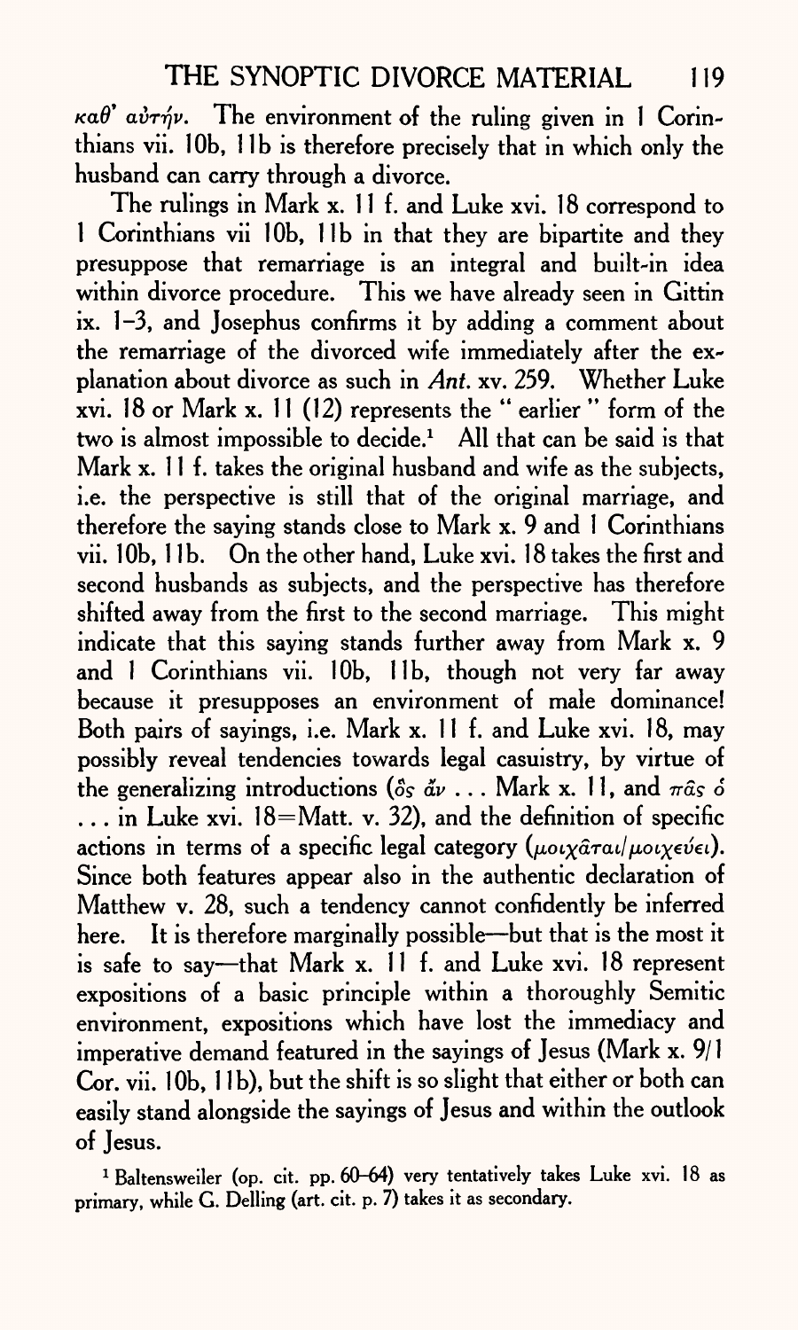καθ' αὐτήν. The environment of the ruling given in 1 Corinthians vii. 10b, 11b is therefore precisely that in which only the husband can carry through a divorce.

The rulings in Mark x. 11 f. and Luke xvi. 18 correspond to 1 Corinthians vii 10b, 11b in that they are bipartite and they presuppose that remarriage is an integral and built-in idea within divorce procedure. This we have already seen in Gittin ix. 1–3, and Josephus confirms it by adding a comment about the remarriage of the divorced wife immediately after the explanation about divorce as such in *Ant.* xv. 259. Whether Luke xvi. 18 or Mark x. 11 (12) represents the "earlier" form of the two is almost impossible to decide.[1] All that can be said is that Mark x. 11 f. takes the original husband and wife as the subjects, i.e. the perspective is still that of the original marriage, and therefore the saying stands close to Mark x. 9 and 1 Corinthians vii. 10b, 11b. On the other hand, Luke xvi. 18 takes the first and second husbands as subjects, and the perspective has therefore shifted away from the first to the second marriage. This might indicate that this saying stands further away from Mark x. 9 and 1 Corinthians vii. 10b, 11b, though not very far away because it presupposes an environment of male dominance! Both pairs of sayings, i.e. Mark x. 11 f. and Luke xvi. 18, may possibly reveal tendencies towards legal casuistry, by virtue of the generalizing introductions (ὃς ἂν . . . Mark x. 11, and πᾶς ὁ . . . in Luke xvi. 18=Matt. v. 32), and the definition of specific actions in terms of a specific legal category (μοιχᾶται/μοιχεύει). Since both features appear also in the authentic declaration of Matthew v. 28, such a tendency cannot confidently be inferred here. It is therefore marginally possible—but that is the most it is safe to say—that Mark x. 11 f. and Luke xvi. 18 represent expositions of a basic principle within a thoroughly Semitic environment, expositions which have lost the immediacy and imperative demand featured in the sayings of Jesus (Mark x. 9/1 Cor. vii. 10b, 11b), but the shift is so slight that either or both can easily stand alongside the sayings of Jesus and within the outlook of Jesus.

[1] Baltensweiler (op. cit. pp. 60–64) very tentatively takes Luke xvi. 18 as primary, while G. Delling (art. cit. p. 7) takes it as secondary.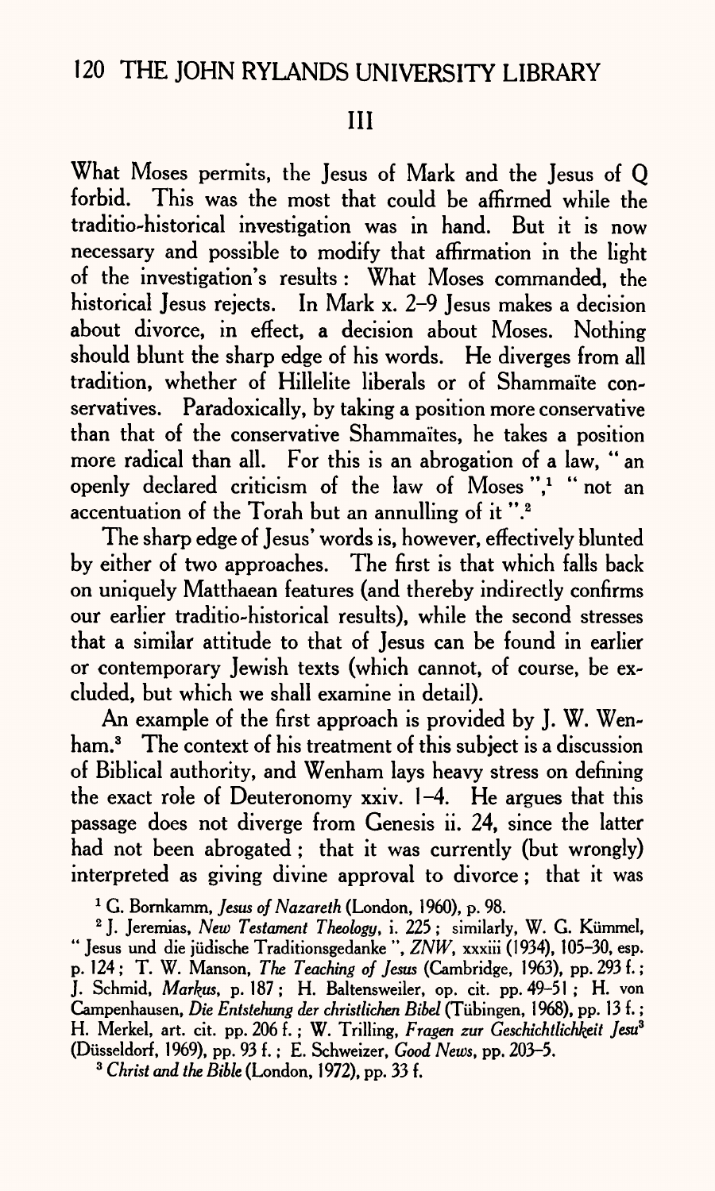## III

What Moses permits, the Jesus of Mark and the Jesus of Q forbid. This was the most that could be affirmed while the traditio-historical investigation was in hand. But it is now necessary and possible to modify that affirmation in the light of the investigation's results: What Moses commanded, the historical Jesus rejects. In Mark x. 2–9 Jesus makes a decision about divorce, in effect, a decision about Moses. Nothing should blunt the sharp edge of his words. He diverges from all tradition, whether of Hillelite liberals or of Shammaïte conservatives. Paradoxically, by taking a position more conservative than that of the conservative Shammaïtes, he takes a position more radical than all. For this is an abrogation of a law, "an openly declared criticism of the law of Moses",[1] "not an accentuation of the Torah but an annulling of it".[2]

The sharp edge of Jesus' words is, however, effectively blunted by either of two approaches. The first is that which falls back on uniquely Matthaean features (and thereby indirectly confirms our earlier traditio-historical results), while the second stresses that a similar attitude to that of Jesus can be found in earlier or contemporary Jewish texts (which cannot, of course, be excluded, but which we shall examine in detail).

An example of the first approach is provided by J. W. Wenham.[3] The context of his treatment of this subject is a discussion of Biblical authority, and Wenham lays heavy stress on defining the exact role of Deuteronomy xxiv. 1–4. He argues that this passage does not diverge from Genesis ii. 24, since the latter had not been abrogated; that it was currently (but wrongly) interpreted as giving divine approval to divorce; that it was

[1] G. Bornkamm, *Jesus of Nazareth* (London, 1960), p. 98.

[2] J. Jeremias, *New Testament Theology*, i. 225; similarly, W. G. Kümmel, "Jesus und die jüdische Traditionsgedanke", *ZNW*, xxxiii (1934), 105–30, esp. p. 124; T. W. Manson, *The Teaching of Jesus* (Cambridge, 1963), pp. 293 f.; J. Schmid, *Markus*, p. 187; H. Baltensweiler, op. cit. pp. 49–51; H. von Campenhausen, *Die Entstehung der christlichen Bibel* (Tübingen, 1968), pp. 13 f.; H. Merkel, art. cit. pp. 206 f.; W. Trilling, *Fragen zur Geschichtlichkeit Jesu*[3] (Düsseldorf, 1969), pp. 93 f.; E. Schweizer, *Good News*, pp. 203–5.

[3] *Christ and the Bible* (London, 1972), pp. 33 f.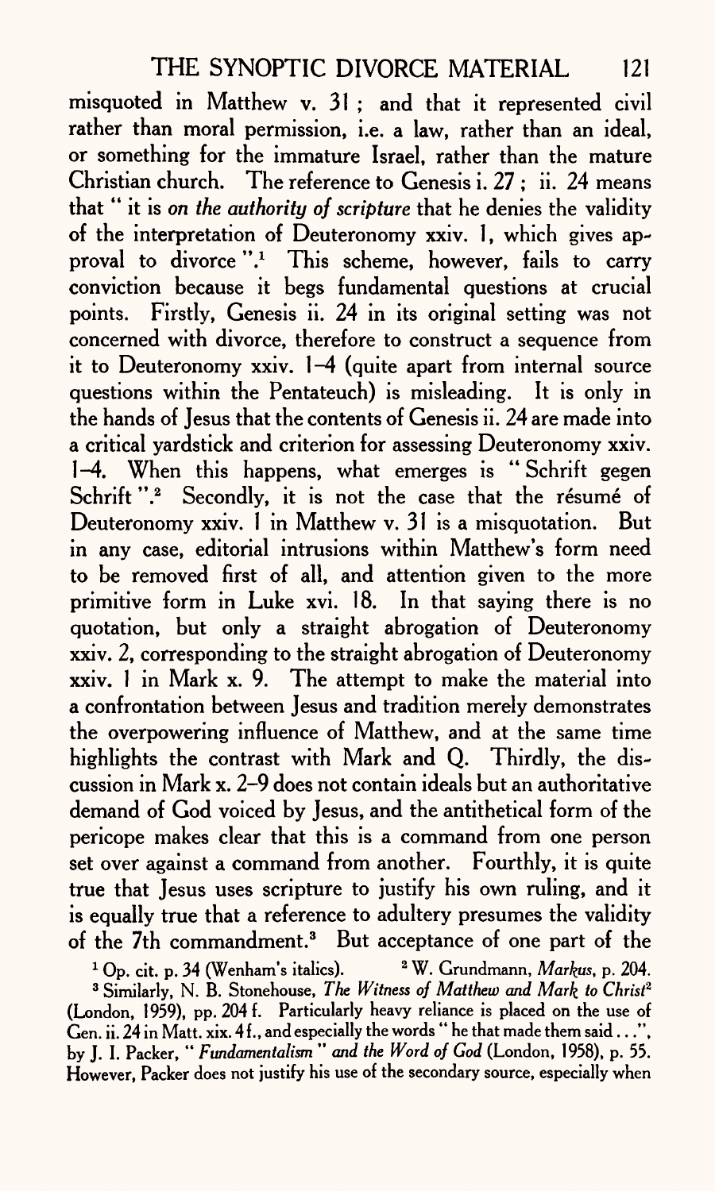misquoted in Matthew v. 31; and that it represented civil rather than moral permission, i.e. a law, rather than an ideal, or something for the immature Israel, rather than the mature Christian church. The reference to Genesis i. 27; ii. 24 means that " it is *on the authority of scripture* that he denies the validity of the interpretation of Deuteronomy xxiv. 1, which gives approval to divorce ".[1] This scheme, however, fails to carry conviction because it begs fundamental questions at crucial points. Firstly, Genesis ii. 24 in its original setting was not concerned with divorce, therefore to construct a sequence from it to Deuteronomy xxiv. 1–4 (quite apart from internal source questions within the Pentateuch) is misleading. It is only in the hands of Jesus that the contents of Genesis ii. 24 are made into a critical yardstick and criterion for assessing Deuteronomy xxiv. 1–4. When this happens, what emerges is " Schrift gegen Schrift ".[2] Secondly, it is not the case that the résumé of Deuteronomy xxiv. 1 in Matthew v. 31 is a misquotation. But in any case, editorial intrusions within Matthew's form need to be removed first of all, and attention given to the more primitive form in Luke xvi. 18. In that saying there is no quotation, but only a straight abrogation of Deuteronomy xxiv. 2, corresponding to the straight abrogation of Deuteronomy xxiv. 1 in Mark x. 9. The attempt to make the material into a confrontation between Jesus and tradition merely demonstrates the overpowering influence of Matthew, and at the same time highlights the contrast with Mark and Q. Thirdly, the discussion in Mark x. 2–9 does not contain ideals but an authoritative demand of God voiced by Jesus, and the antithetical form of the pericope makes clear that this is a command from one person set over against a command from another. Fourthly, it is quite true that Jesus uses scripture to justify his own ruling, and it is equally true that a reference to adultery presumes the validity of the 7th commandment.[3] But acceptance of one part of the

[1] Op. cit. p. 34 (Wenham's italics). [2] W. Grundmann, *Markus*, p. 204.

[3] Similarly, N. B. Stonehouse, *The Witness of Matthew and Mark to Christ*[2] (London, 1959), pp. 204 f. Particularly heavy reliance is placed on the use of Gen. ii. 24 in Matt. xix. 4 f., and especially the words " he that made them said . . . ", by J. I. Packer, *" Fundamentalism " and the Word of God* (London, 1958), p. 55. However, Packer does not justify his use of the secondary source, especially when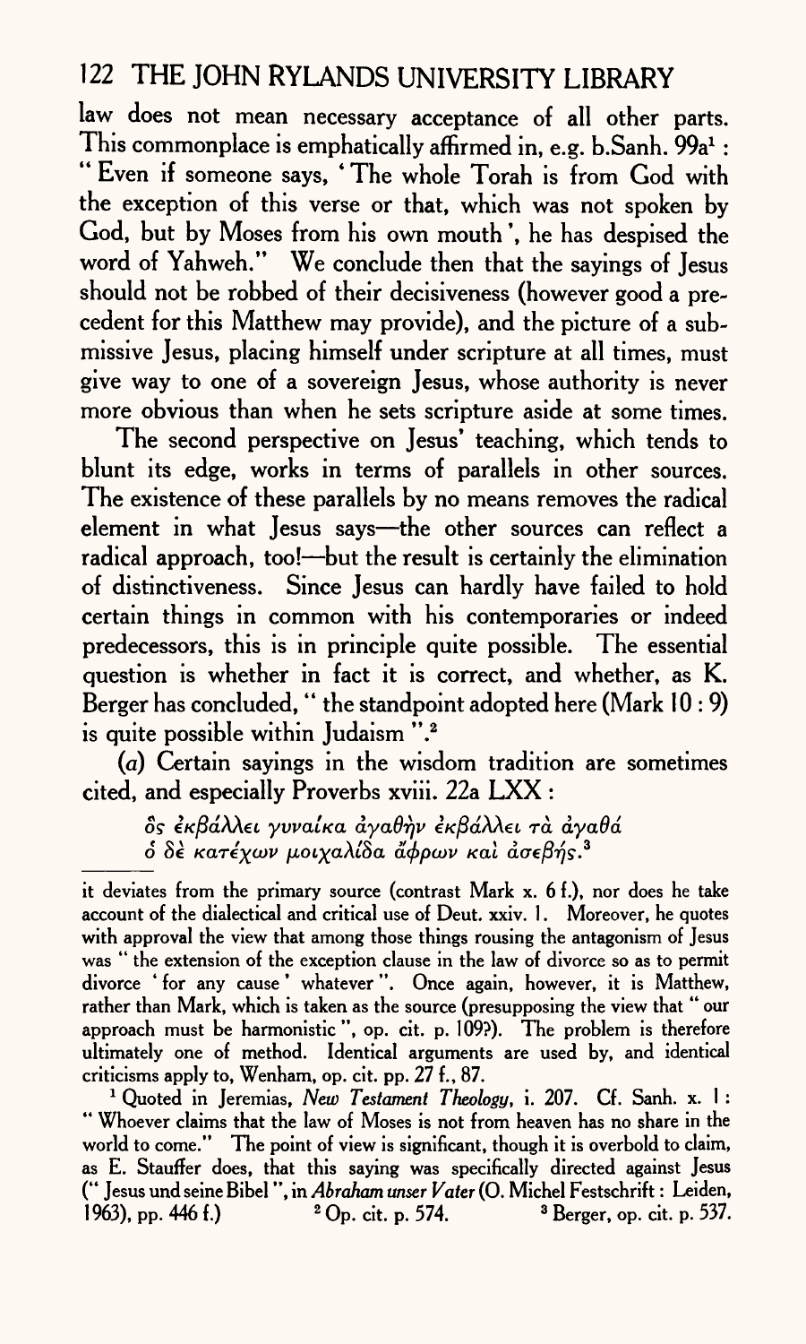law does not mean necessary acceptance of all other parts. This commonplace is emphatically affirmed in, e.g. b.Sanh. 99a[1]: "Even if someone says, 'The whole Torah is from God with the exception of this verse or that, which was not spoken by God, but by Moses from his own mouth', he has despised the word of Yahweh." We conclude then that the sayings of Jesus should not be robbed of their decisiveness (however good a precedent for this Matthew may provide), and the picture of a submissive Jesus, placing himself under scripture at all times, must give way to one of a sovereign Jesus, whose authority is never more obvious than when he sets scripture aside at some times.

The second perspective on Jesus' teaching, which tends to blunt its edge, works in terms of parallels in other sources. The existence of these parallels by no means removes the radical element in what Jesus says—the other sources can reflect a radical approach, too!—but the result is certainly the elimination of distinctiveness. Since Jesus can hardly have failed to hold certain things in common with his contemporaries or indeed predecessors, this is in principle quite possible. The essential question is whether in fact it is correct, and whether, as K. Berger has concluded, "the standpoint adopted here (Mark 10 : 9) is quite possible within Judaism".[2]

(*a*) Certain sayings in the wisdom tradition are sometimes cited, and especially Proverbs xviii. 22a LXX:

> ὃς ἐκβάλλει γυναῖκα ἀγαθὴν ἐκβάλλει τὰ ἀγαθά
> ὁ δὲ κατέχων μοιχαλίδα ἄφρων καὶ ἀσεβής.[3]

---

it deviates from the primary source (contrast Mark x. 6 f.), nor does he take account of the dialectical and critical use of Deut. xxiv. 1. Moreover, he quotes with approval the view that among those things rousing the antagonism of Jesus was "the extension of the exception clause in the law of divorce so as to permit divorce 'for any cause' whatever". Once again, however, it is Matthew, rather than Mark, which is taken as the source (presupposing the view that "our approach must be harmonistic", op. cit. p. 109?). The problem is therefore ultimately one of method. Identical arguments are used by, and identical criticisms apply to, Wenham, op. cit. pp. 27 f., 87.

[1] Quoted in Jeremias, *New Testament Theology*, i. 207. Cf. Sanh. x. 1: "Whoever claims that the law of Moses is not from heaven has no share in the world to come." The point of view is significant, though it is overbold to claim, as E. Stauffer does, that this saying was specifically directed against Jesus ("Jesus und seine Bibel", in *Abraham unser Vater* (O. Michel Festschrift: Leiden, 1963), pp. 446 f.)

[2] Op. cit. p. 574.

[3] Berger, op. cit. p. 537.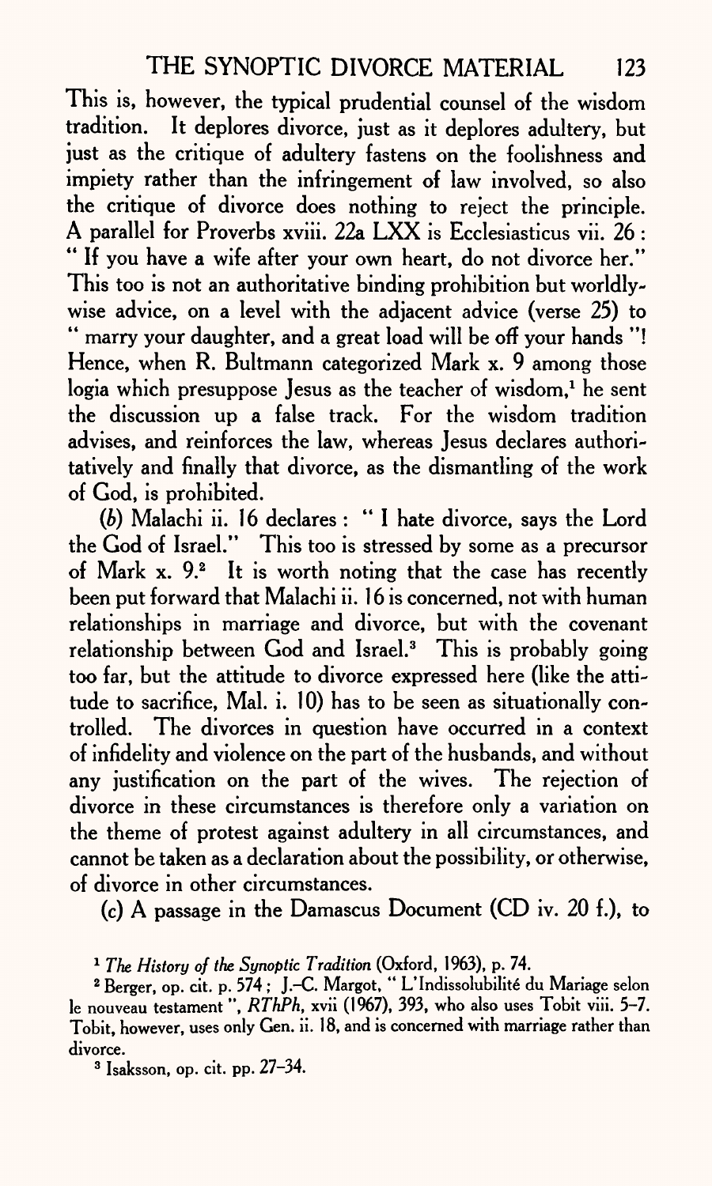This is, however, the typical prudential counsel of the wisdom tradition. It deplores divorce, just as it deplores adultery, but just as the critique of adultery fastens on the foolishness and impiety rather than the infringement of law involved, so also the critique of divorce does nothing to reject the principle. A parallel for Proverbs xviii. 22a LXX is Ecclesiasticus vii. 26: "If you have a wife after your own heart, do not divorce her." This too is not an authoritative binding prohibition but worldly-wise advice, on a level with the adjacent advice (verse 25) to "marry your daughter, and a great load will be off your hands"! Hence, when R. Bultmann categorized Mark x. 9 among those logia which presuppose Jesus as the teacher of wisdom,[1] he sent the discussion up a false track. For the wisdom tradition advises, and reinforces the law, whereas Jesus declares authoritatively and finally that divorce, as the dismantling of the work of God, is prohibited.

(*b*) Malachi ii. 16 declares: "I hate divorce, says the Lord the God of Israel." This too is stressed by some as a precursor of Mark x. 9.[2] It is worth noting that the case has recently been put forward that Malachi ii. 16 is concerned, not with human relationships in marriage and divorce, but with the covenant relationship between God and Israel.[3] This is probably going too far, but the attitude to divorce expressed here (like the attitude to sacrifice, Mal. i. 10) has to be seen as situationally controlled. The divorces in question have occurred in a context of infidelity and violence on the part of the husbands, and without any justification on the part of the wives. The rejection of divorce in these circumstances is therefore only a variation on the theme of protest against adultery in all circumstances, and cannot be taken as a declaration about the possibility, or otherwise, of divorce in other circumstances.

(*c*) A passage in the Damascus Document (CD iv. 20 f.), to

[1] *The History of the Synoptic Tradition* (Oxford, 1963), p. 74.

[2] Berger, op. cit. p. 574; J.-C. Margot, "L'Indissolubilité du Mariage selon le nouveau testament", *RThPh*, xvii (1967), 393, who also uses Tobit viii. 5–7. Tobit, however, uses only Gen. ii. 18, and is concerned with marriage rather than divorce.

[3] Isaksson, op. cit. pp. 27–34.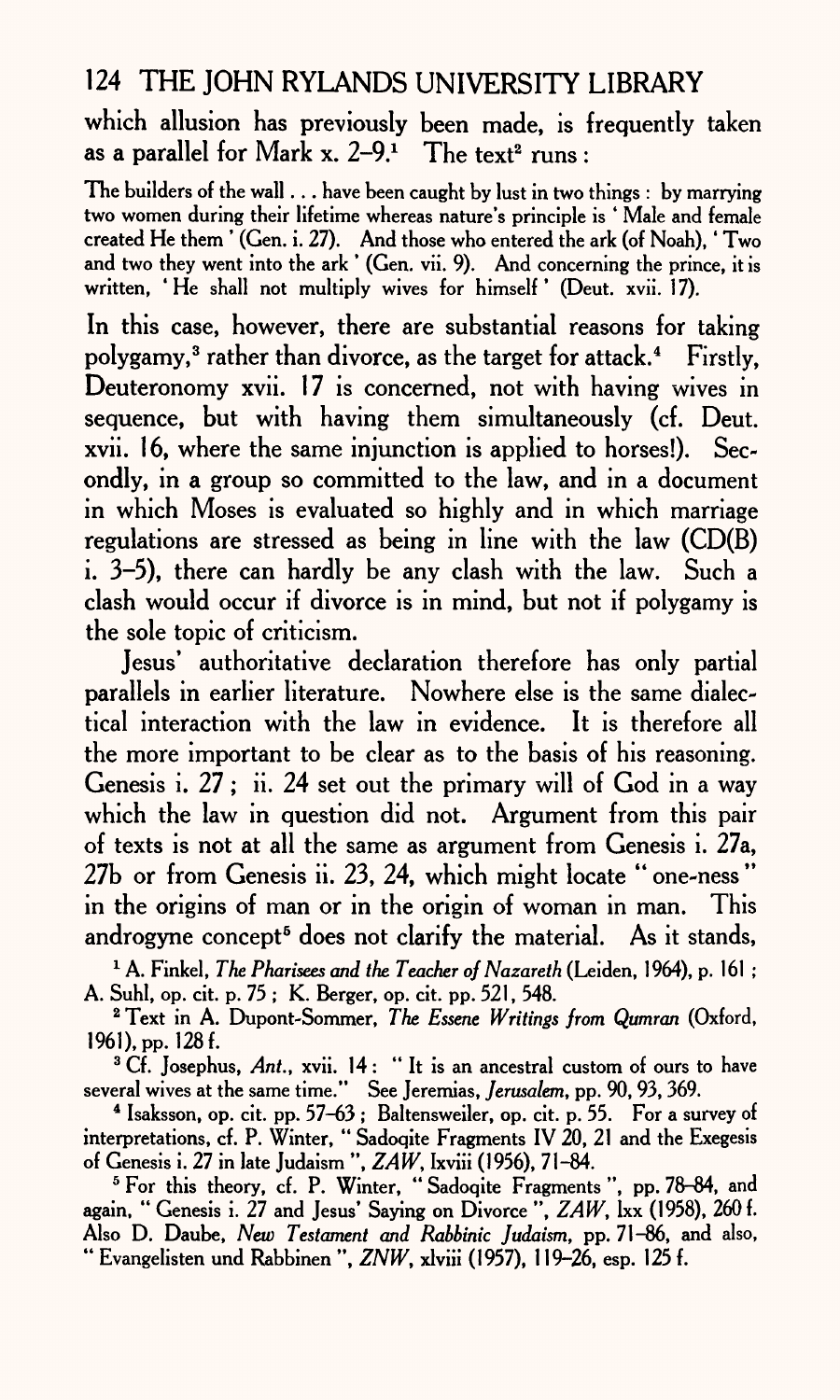which allusion has previously been made, is frequently taken as a parallel for Mark x. 2–9.[1] The text[2] runs:

> The builders of the wall . . . have been caught by lust in two things: by marrying two women during their lifetime whereas nature's principle is 'Male and female created He them' (Gen. i. 27). And those who entered the ark (of Noah), 'Two and two they went into the ark' (Gen. vii. 9). And concerning the prince, it is written, 'He shall not multiply wives for himself' (Deut. xvii. 17).

In this case, however, there are substantial reasons for taking polygamy,[3] rather than divorce, as the target for attack.[4] Firstly, Deuteronomy xvii. 17 is concerned, not with having wives in sequence, but with having them simultaneously (cf. Deut. xvii. 16, where the same injunction is applied to horses!). Secondly, in a group so committed to the law, and in a document in which Moses is evaluated so highly and in which marriage regulations are stressed as being in line with the law (CD(B) i. 3–5), there can hardly be any clash with the law. Such a clash would occur if divorce is in mind, but not if polygamy is the sole topic of criticism.

Jesus' authoritative declaration therefore has only partial parallels in earlier literature. Nowhere else is the same dialectical interaction with the law in evidence. It is therefore all the more important to be clear as to the basis of his reasoning. Genesis i. 27; ii. 24 set out the primary will of God in a way which the law in question did not. Argument from this pair of texts is not at all the same as argument from Genesis i. 27a, 27b or from Genesis ii. 23, 24, which might locate "one-ness" in the origins of man or in the origin of woman in man. This androgyne concept[5] does not clarify the material. As it stands,

[1] A. Finkel, *The Pharisees and the Teacher of Nazareth* (Leiden, 1964), p. 161; A. Suhl, op. cit. p. 75; K. Berger, op. cit. pp. 521, 548.

[2] Text in A. Dupont-Sommer, *The Essene Writings from Qumran* (Oxford, 1961), pp. 128 f.

[3] Cf. Josephus, *Ant.*, xvii. 14: "It is an ancestral custom of ours to have several wives at the same time." See Jeremias, *Jerusalem*, pp. 90, 93, 369.

[4] Isaksson, op. cit. pp. 57–63; Baltensweiler, op. cit. p. 55. For a survey of interpretations, cf. P. Winter, "Sadoqite Fragments IV 20, 21 and the Exegesis of Genesis i. 27 in late Judaism", *ZAW*, lxviii (1956), 71–84.

[5] For this theory, cf. P. Winter, "Sadoqite Fragments", pp. 78–84, and again, "Genesis i. 27 and Jesus' Saying on Divorce", *ZAW*, lxx (1958), 260 f. Also D. Daube, *New Testament and Rabbinic Judaism*, pp. 71–86, and also, "Evangelisten und Rabbinen", *ZNW*, xlviii (1957), 119–26, esp. 125 f.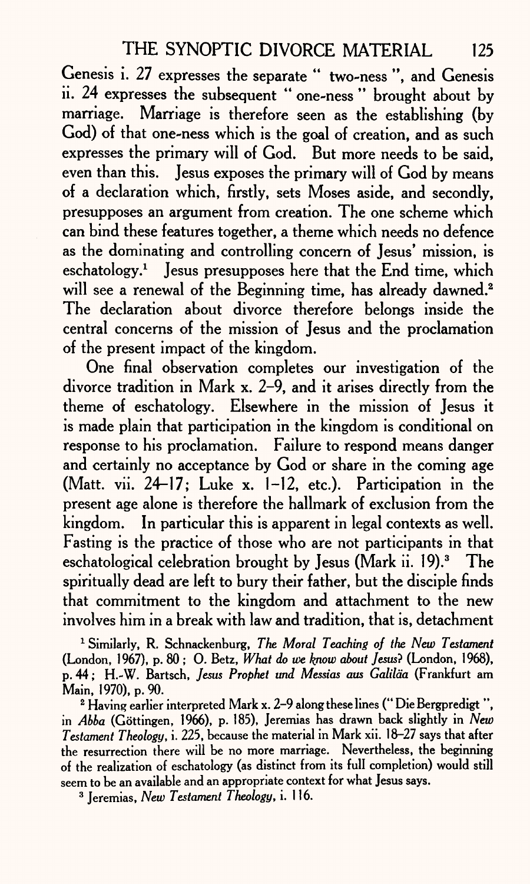Genesis i. 27 expresses the separate " two-ness ", and Genesis ii. 24 expresses the subsequent " one-ness " brought about by marriage. Marriage is therefore seen as the establishing (by God) of that one-ness which is the goal of creation, and as such expresses the primary will of God. But more needs to be said, even than this. Jesus exposes the primary will of God by means of a declaration which, firstly, sets Moses aside, and secondly, presupposes an argument from creation. The one scheme which can bind these features together, a theme which needs no defence as the dominating and controlling concern of Jesus' mission, is eschatology.[1] Jesus presupposes here that the End time, which will see a renewal of the Beginning time, has already dawned.[2] The declaration about divorce therefore belongs inside the central concerns of the mission of Jesus and the proclamation of the present impact of the kingdom.

One final observation completes our investigation of the divorce tradition in Mark x. 2–9, and it arises directly from the theme of eschatology. Elsewhere in the mission of Jesus it is made plain that participation in the kingdom is conditional on response to his proclamation. Failure to respond means danger and certainly no acceptance by God or share in the coming age (Matt. vii. 24–17; Luke x. 1–12, etc.). Participation in the present age alone is therefore the hallmark of exclusion from the kingdom. In particular this is apparent in legal contexts as well. Fasting is the practice of those who are not participants in that eschatological celebration brought by Jesus (Mark ii. 19).[3] The spiritually dead are left to bury their father, but the disciple finds that commitment to the kingdom and attachment to the new involves him in a break with law and tradition, that is, detachment

[1] Similarly, R. Schnackenburg, *The Moral Teaching of the New Testament* (London, 1967), p. 80; O. Betz, *What do we know about Jesus?* (London, 1968), p. 44; H.-W. Bartsch, *Jesus Prophet und Messias aus Galiläa* (Frankfurt am Main, 1970), p. 90.

[2] Having earlier interpreted Mark x. 2–9 along these lines (" Die Bergpredigt ", in *Abba* (Göttingen, 1966), p. 185), Jeremias has drawn back slightly in *New Testament Theology*, i. 225, because the material in Mark xii. 18–27 says that after the resurrection there will be no more marriage. Nevertheless, the beginning of the realization of eschatology (as distinct from its full completion) would still seem to be an available and an appropriate context for what Jesus says.

[3] Jeremias, *New Testament Theology*, i. 116.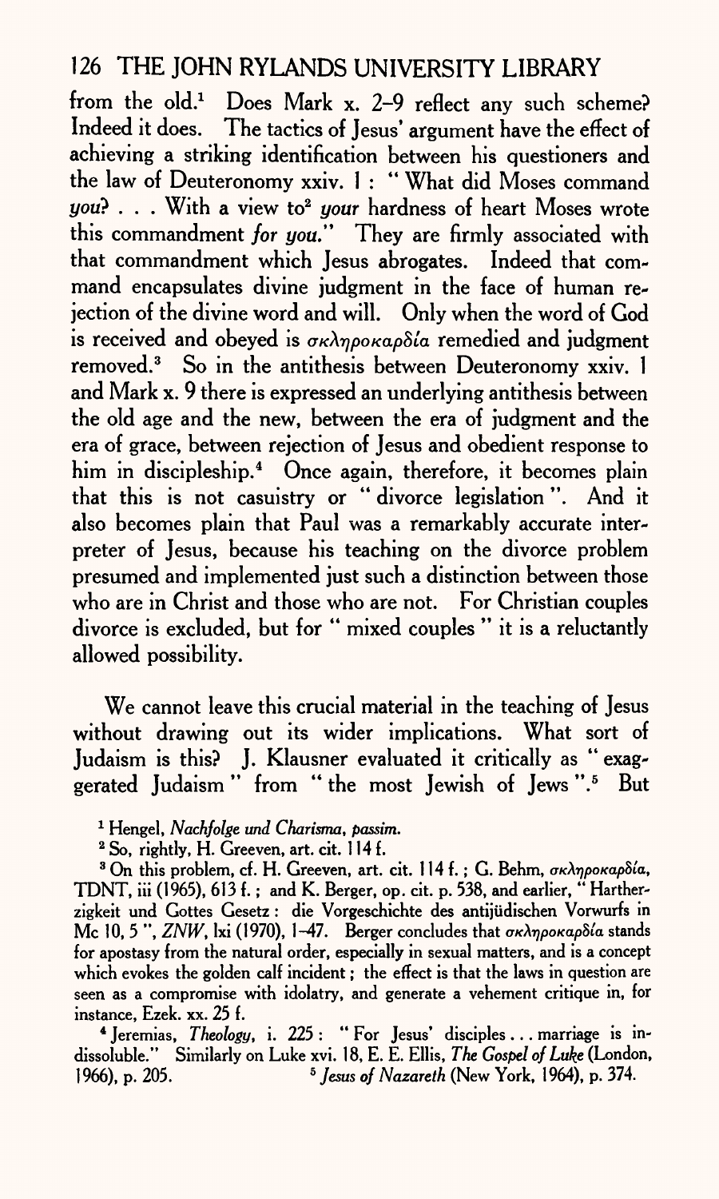from the old.[1] Does Mark x. 2–9 reflect any such scheme? Indeed it does. The tactics of Jesus' argument have the effect of achieving a striking identification between his questioners and the law of Deuteronomy xxiv. 1 : " What did Moses command *you*? . . . With a view to[2] *your* hardness of heart Moses wrote this commandment *for you*." They are firmly associated with that commandment which Jesus abrogates. Indeed that command encapsulates divine judgment in the face of human rejection of the divine word and will. Only when the word of God is received and obeyed is σκληροκαρδία remedied and judgment removed.[3] So in the antithesis between Deuteronomy xxiv. 1 and Mark x. 9 there is expressed an underlying antithesis between the old age and the new, between the era of judgment and the era of grace, between rejection of Jesus and obedient response to him in discipleship.[4] Once again, therefore, it becomes plain that this is not casuistry or " divorce legislation ". And it also becomes plain that Paul was a remarkably accurate interpreter of Jesus, because his teaching on the divorce problem presumed and implemented just such a distinction between those who are in Christ and those who are not. For Christian couples divorce is excluded, but for " mixed couples " it is a reluctantly allowed possibility.

We cannot leave this crucial material in the teaching of Jesus without drawing out its wider implications. What sort of Judaism is this? J. Klausner evaluated it critically as " exaggerated Judaism " from " the most Jewish of Jews ".[5] But

[1] Hengel, *Nachfolge und Charisma*, *passim*.

[2] So, rightly, H. Greeven, art. cit. 114 f.

[3] On this problem, cf. H. Greeven, art. cit. 114 f. ; G. Behm, σκληροκαρδία, TDNT, iii (1965), 613 f. ; and K. Berger, op. cit. p. 538, and earlier, " Hartherzigkeit und Gottes Gesetz : die Vorgeschichte des antijüdischen Vorwurfs in Mc 10, 5 ", *ZNW*, lxi (1970), 1–47. Berger concludes that σκληροκαρδία stands for apostasy from the natural order, especially in sexual matters, and is a concept which evokes the golden calf incident ; the effect is that the laws in question are seen as a compromise with idolatry, and generate a vehement critique in, for instance, Ezek. xx. 25 f.

[4] Jeremias, *Theology*, i. 225 : " For Jesus' disciples . . . marriage is indissoluble." Similarly on Luke xvi. 18, E. E. Ellis, *The Gospel of Luke* (London, 1966), p. 205.

[5] *Jesus of Nazareth* (New York, 1964), p. 374.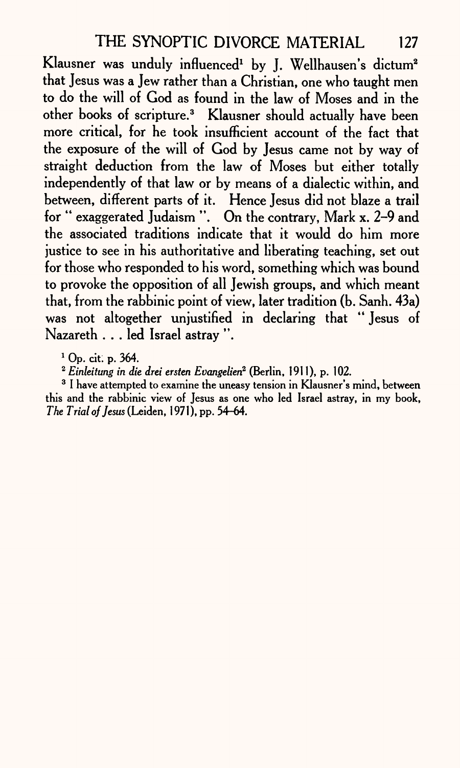Klausner was unduly influenced[1] by J. Wellhausen's dictum[2] that Jesus was a Jew rather than a Christian, one who taught men to do the will of God as found in the law of Moses and in the other books of scripture.[3] Klausner should actually have been more critical, for he took insufficient account of the fact that the exposure of the will of God by Jesus came not by way of straight deduction from the law of Moses but either totally independently of that law or by means of a dialectic within, and between, different parts of it. Hence Jesus did not blaze a trail for " exaggerated Judaism ". On the contrary, Mark x. 2–9 and the associated traditions indicate that it would do him more justice to see in his authoritative and liberating teaching, set out for those who responded to his word, something which was bound to provoke the opposition of all Jewish groups, and which meant that, from the rabbinic point of view, later tradition (b. Sanh. 43a) was not altogether unjustified in declaring that " Jesus of Nazareth . . . led Israel astray ".

[1] Op. cit. p. 364.

[2] *Einleitung in die drei ersten Evangelien*² (Berlin, 1911), p. 102.

[3] I have attempted to examine the uneasy tension in Klausner's mind, between this and the rabbinic view of Jesus as one who led Israel astray, in my book, *The Trial of Jesus* (Leiden, 1971), pp. 54–64.